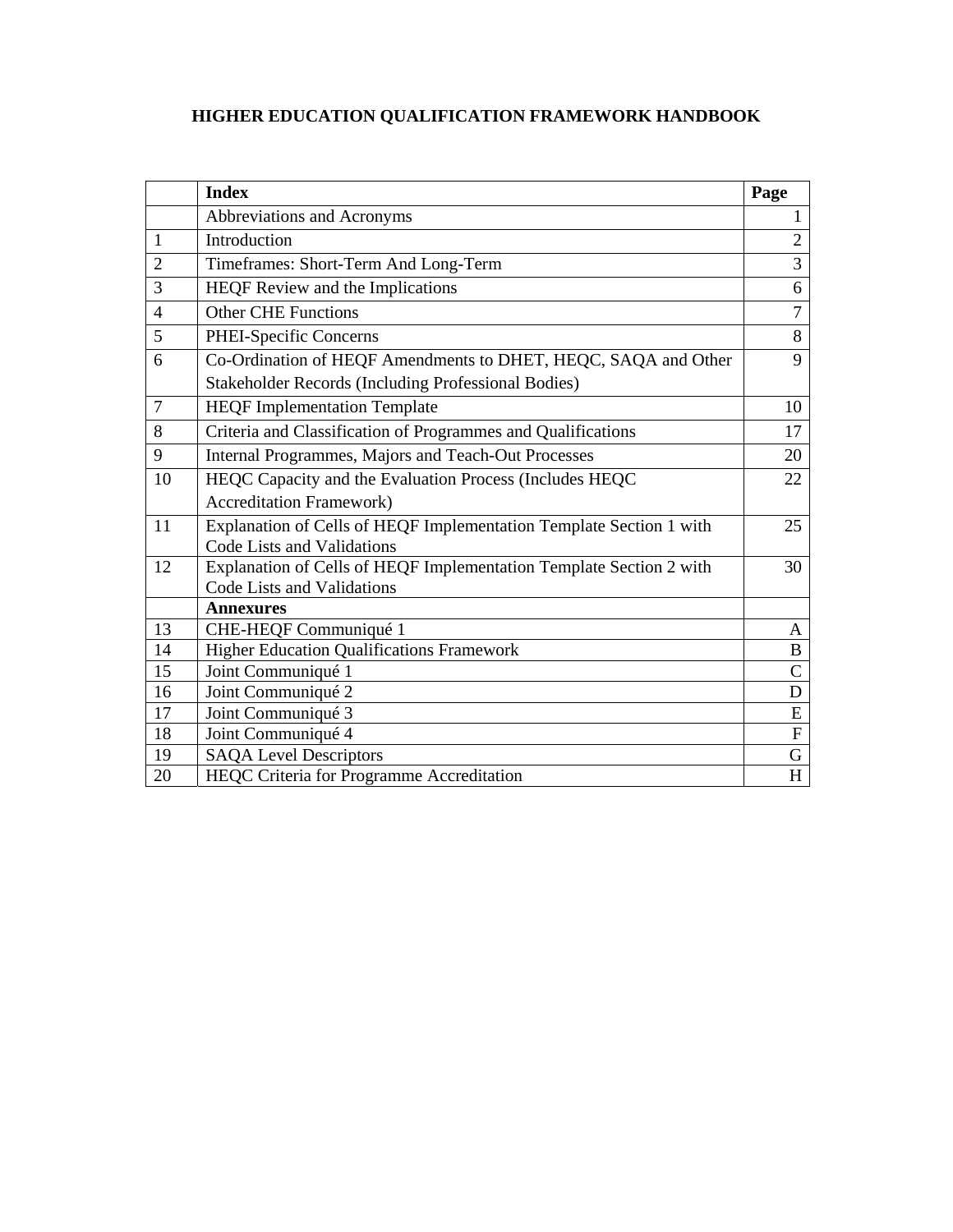# HIGHER EDUCATION QUALIFICATION FRAMEWORK HANDBOOK

| | **Index** | **Page** |
|---|---|---|
| | Abbreviations and Acronyms | 1 |
| 1 | Introduction | 2 |
| 2 | Timeframes: Short-Term And Long-Term | 3 |
| 3 | HEQF Review and the Implications | 6 |
| 4 | Other CHE Functions | 7 |
| 5 | PHEI-Specific Concerns | 8 |
| 6 | Co-Ordination of HEQF Amendments to DHET, HEQC, SAQA and Other Stakeholder Records (Including Professional Bodies) | 9 |
| 7 | HEQF Implementation Template | 10 |
| 8 | Criteria and Classification of Programmes and Qualifications | 17 |
| 9 | Internal Programmes, Majors and Teach-Out Processes | 20 |
| 10 | HEQC Capacity and the Evaluation Process (Includes HEQC Accreditation Framework) | 22 |
| 11 | Explanation of Cells of HEQF Implementation Template Section 1 with Code Lists and Validations | 25 |
| 12 | Explanation of Cells of HEQF Implementation Template Section 2 with Code Lists and Validations | 30 |
| | **Annexures** | |
| 13 | CHE-HEQF Communiqué 1 | A |
| 14 | Higher Education Qualifications Framework | B |
| 15 | Joint Communiqué 1 | C |
| 16 | Joint Communiqué 2 | D |
| 17 | Joint Communiqué 3 | E |
| 18 | Joint Communiqué 4 | F |
| 19 | SAQA Level Descriptors | G |
| 20 | HEQC Criteria for Programme Accreditation | H |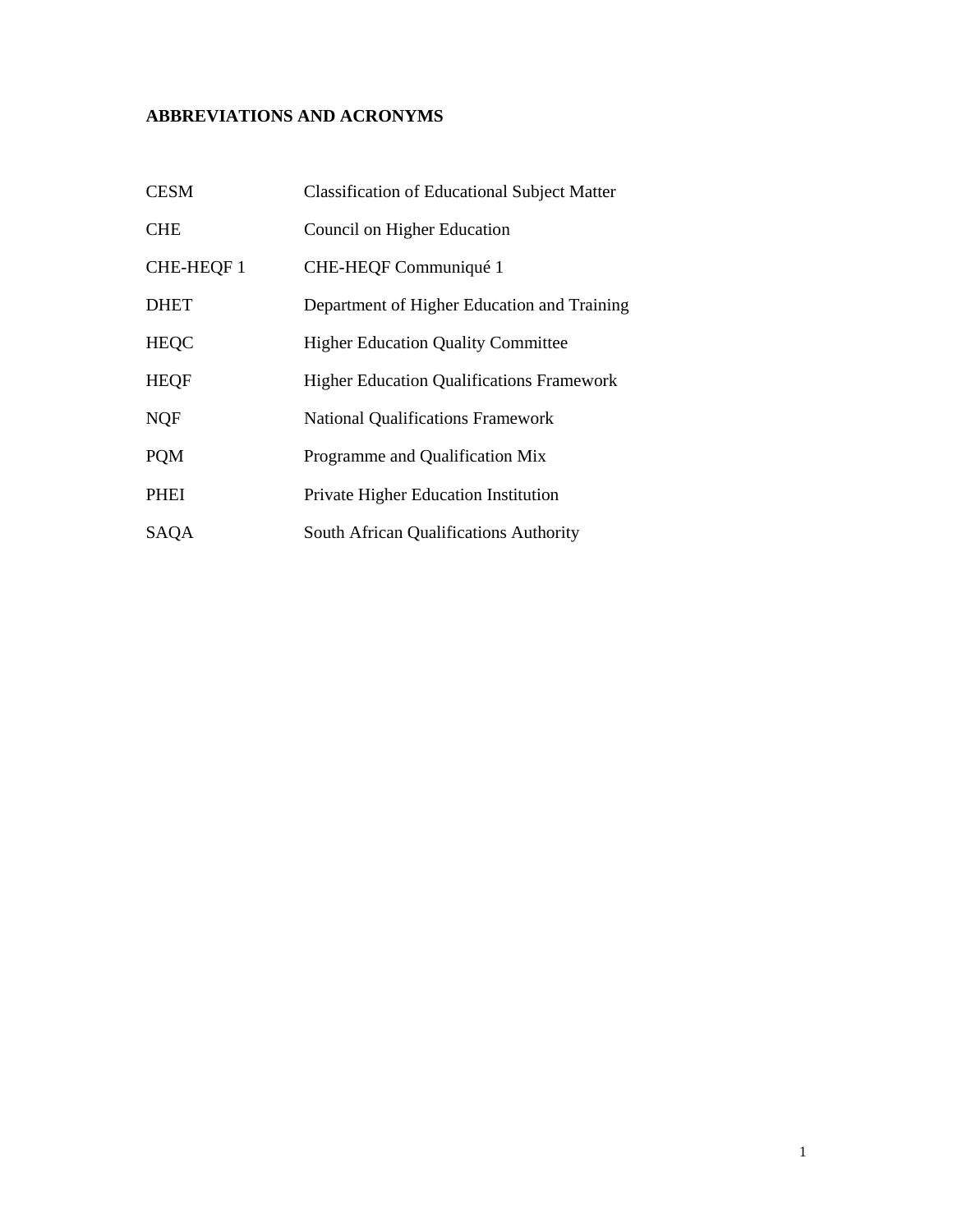## ABBREVIATIONS AND ACRONYMS

| | |
|---|---|
| CESM | Classification of Educational Subject Matter |
| CHE | Council on Higher Education |
| CHE-HEQF 1 | CHE-HEQF Communiqué 1 |
| DHET | Department of Higher Education and Training |
| HEQC | Higher Education Quality Committee |
| HEQF | Higher Education Qualifications Framework |
| NQF | National Qualifications Framework |
| PQM | Programme and Qualification Mix |
| PHEI | Private Higher Education Institution |
| SAQA | South African Qualifications Authority |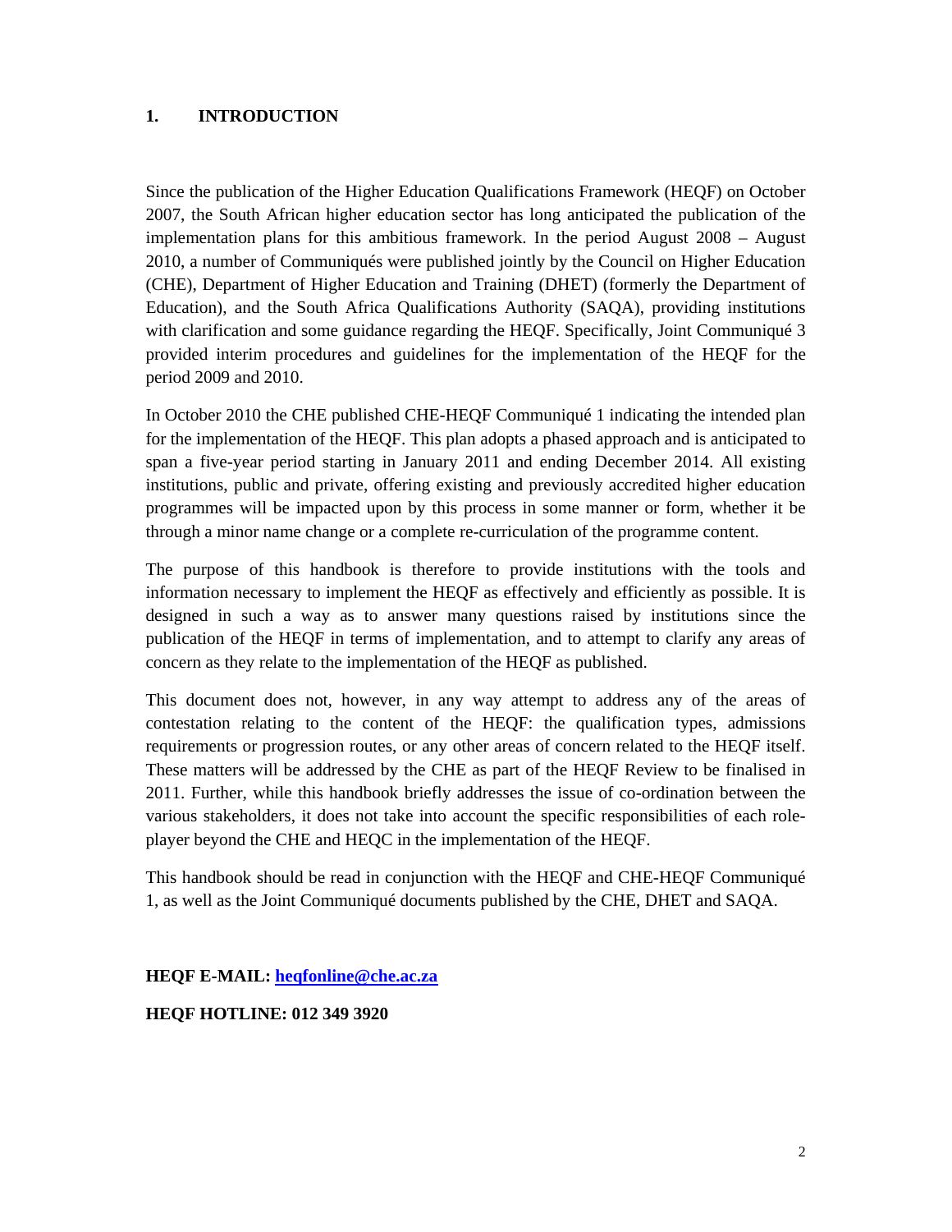## 1. INTRODUCTION

Since the publication of the Higher Education Qualifications Framework (HEQF) on October 2007, the South African higher education sector has long anticipated the publication of the implementation plans for this ambitious framework. In the period August 2008 – August 2010, a number of Communiqués were published jointly by the Council on Higher Education (CHE), Department of Higher Education and Training (DHET) (formerly the Department of Education), and the South Africa Qualifications Authority (SAQA), providing institutions with clarification and some guidance regarding the HEQF. Specifically, Joint Communiqué 3 provided interim procedures and guidelines for the implementation of the HEQF for the period 2009 and 2010.

In October 2010 the CHE published CHE-HEQF Communiqué 1 indicating the intended plan for the implementation of the HEQF. This plan adopts a phased approach and is anticipated to span a five-year period starting in January 2011 and ending December 2014. All existing institutions, public and private, offering existing and previously accredited higher education programmes will be impacted upon by this process in some manner or form, whether it be through a minor name change or a complete re-curriculation of the programme content.

The purpose of this handbook is therefore to provide institutions with the tools and information necessary to implement the HEQF as effectively and efficiently as possible. It is designed in such a way as to answer many questions raised by institutions since the publication of the HEQF in terms of implementation, and to attempt to clarify any areas of concern as they relate to the implementation of the HEQF as published.

This document does not, however, in any way attempt to address any of the areas of contestation relating to the content of the HEQF: the qualification types, admissions requirements or progression routes, or any other areas of concern related to the HEQF itself. These matters will be addressed by the CHE as part of the HEQF Review to be finalised in 2011. Further, while this handbook briefly addresses the issue of co-ordination between the various stakeholders, it does not take into account the specific responsibilities of each role-player beyond the CHE and HEQC in the implementation of the HEQF.

This handbook should be read in conjunction with the HEQF and CHE-HEQF Communiqué 1, as well as the Joint Communiqué documents published by the CHE, DHET and SAQA.

**HEQF E-MAIL: heqfonline@che.ac.za**

**HEQF HOTLINE: 012 349 3920**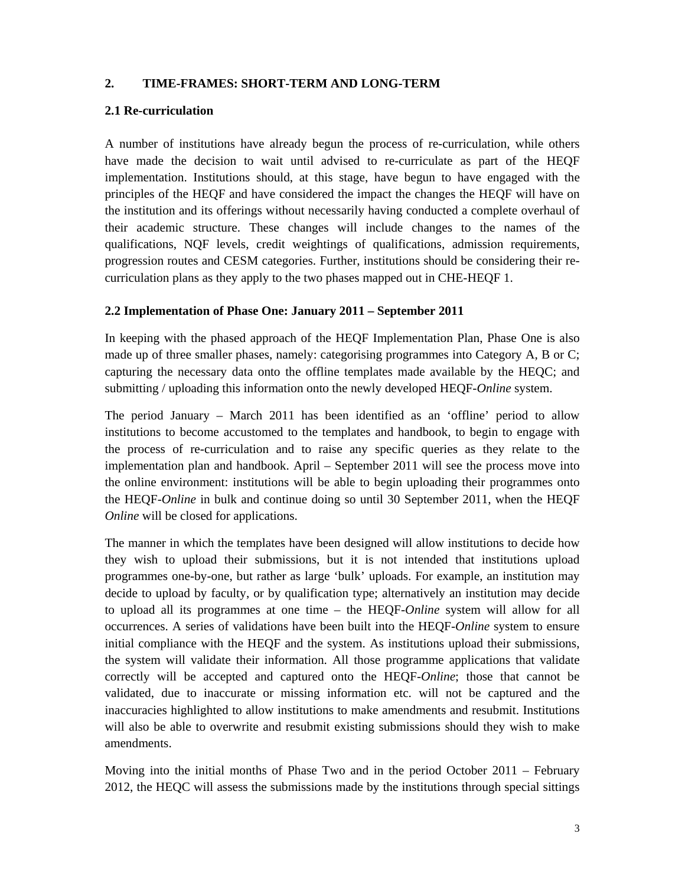## 2. TIME-FRAMES: SHORT-TERM AND LONG-TERM

### 2.1 Re-curriculation

A number of institutions have already begun the process of re-curriculation, while others have made the decision to wait until advised to re-curriculate as part of the HEQF implementation. Institutions should, at this stage, have begun to have engaged with the principles of the HEQF and have considered the impact the changes the HEQF will have on the institution and its offerings without necessarily having conducted a complete overhaul of their academic structure. These changes will include changes to the names of the qualifications, NQF levels, credit weightings of qualifications, admission requirements, progression routes and CESM categories. Further, institutions should be considering their re-curriculation plans as they apply to the two phases mapped out in CHE-HEQF 1.

### 2.2 Implementation of Phase One: January 2011 – September 2011

In keeping with the phased approach of the HEQF Implementation Plan, Phase One is also made up of three smaller phases, namely: categorising programmes into Category A, B or C; capturing the necessary data onto the offline templates made available by the HEQC; and submitting / uploading this information onto the newly developed HEQF-*Online* system.

The period January – March 2011 has been identified as an 'offline' period to allow institutions to become accustomed to the templates and handbook, to begin to engage with the process of re-curriculation and to raise any specific queries as they relate to the implementation plan and handbook. April – September 2011 will see the process move into the online environment: institutions will be able to begin uploading their programmes onto the HEQF-*Online* in bulk and continue doing so until 30 September 2011, when the HEQF *Online* will be closed for applications.

The manner in which the templates have been designed will allow institutions to decide how they wish to upload their submissions, but it is not intended that institutions upload programmes one-by-one, but rather as large 'bulk' uploads. For example, an institution may decide to upload by faculty, or by qualification type; alternatively an institution may decide to upload all its programmes at one time – the HEQF-*Online* system will allow for all occurrences. A series of validations have been built into the HEQF-*Online* system to ensure initial compliance with the HEQF and the system. As institutions upload their submissions, the system will validate their information. All those programme applications that validate correctly will be accepted and captured onto the HEQF-*Online*; those that cannot be validated, due to inaccurate or missing information etc. will not be captured and the inaccuracies highlighted to allow institutions to make amendments and resubmit. Institutions will also be able to overwrite and resubmit existing submissions should they wish to make amendments.

Moving into the initial months of Phase Two and in the period October 2011 – February 2012, the HEQC will assess the submissions made by the institutions through special sittings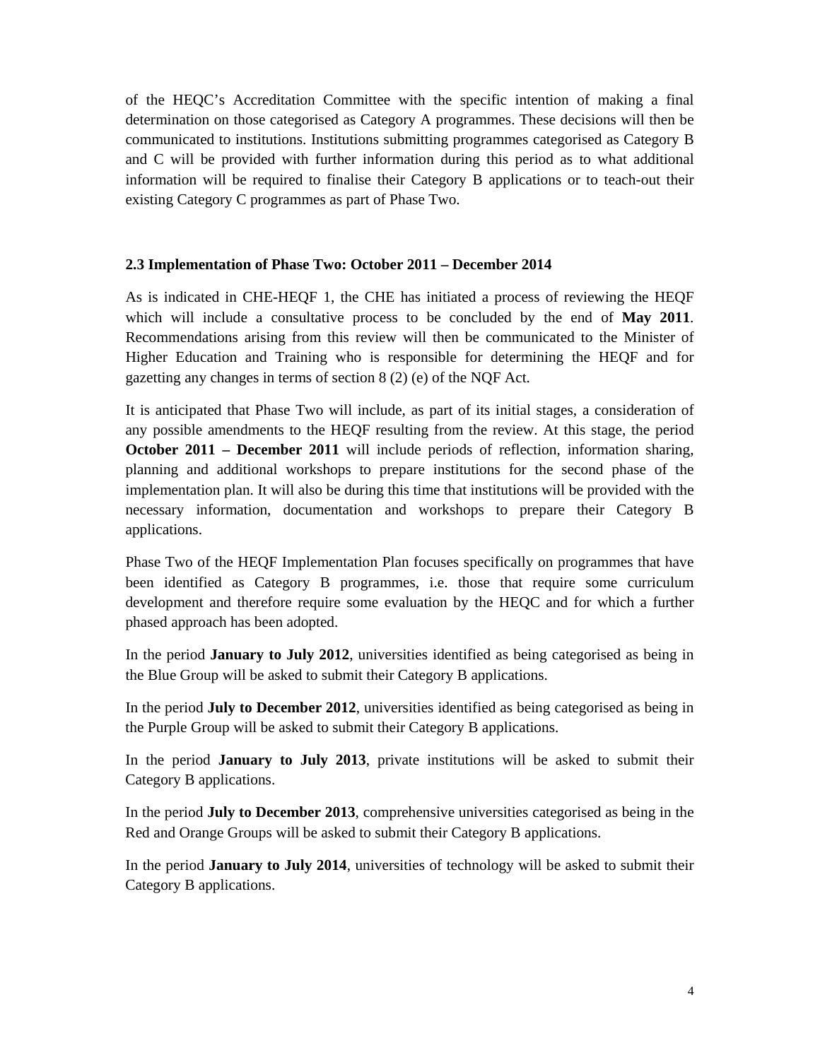of the HEQC's Accreditation Committee with the specific intention of making a final determination on those categorised as Category A programmes. These decisions will then be communicated to institutions. Institutions submitting programmes categorised as Category B and C will be provided with further information during this period as to what additional information will be required to finalise their Category B applications or to teach-out their existing Category C programmes as part of Phase Two.

### 2.3 Implementation of Phase Two: October 2011 – December 2014

As is indicated in CHE-HEQF 1, the CHE has initiated a process of reviewing the HEQF which will include a consultative process to be concluded by the end of **May 2011**. Recommendations arising from this review will then be communicated to the Minister of Higher Education and Training who is responsible for determining the HEQF and for gazetting any changes in terms of section 8 (2) (e) of the NQF Act.

It is anticipated that Phase Two will include, as part of its initial stages, a consideration of any possible amendments to the HEQF resulting from the review. At this stage, the period **October 2011 – December 2011** will include periods of reflection, information sharing, planning and additional workshops to prepare institutions for the second phase of the implementation plan. It will also be during this time that institutions will be provided with the necessary information, documentation and workshops to prepare their Category B applications.

Phase Two of the HEQF Implementation Plan focuses specifically on programmes that have been identified as Category B programmes, i.e. those that require some curriculum development and therefore require some evaluation by the HEQC and for which a further phased approach has been adopted.

In the period **January to July 2012**, universities identified as being categorised as being in the Blue Group will be asked to submit their Category B applications.

In the period **July to December 2012**, universities identified as being categorised as being in the Purple Group will be asked to submit their Category B applications.

In the period **January to July 2013**, private institutions will be asked to submit their Category B applications.

In the period **July to December 2013**, comprehensive universities categorised as being in the Red and Orange Groups will be asked to submit their Category B applications.

In the period **January to July 2014**, universities of technology will be asked to submit their Category B applications.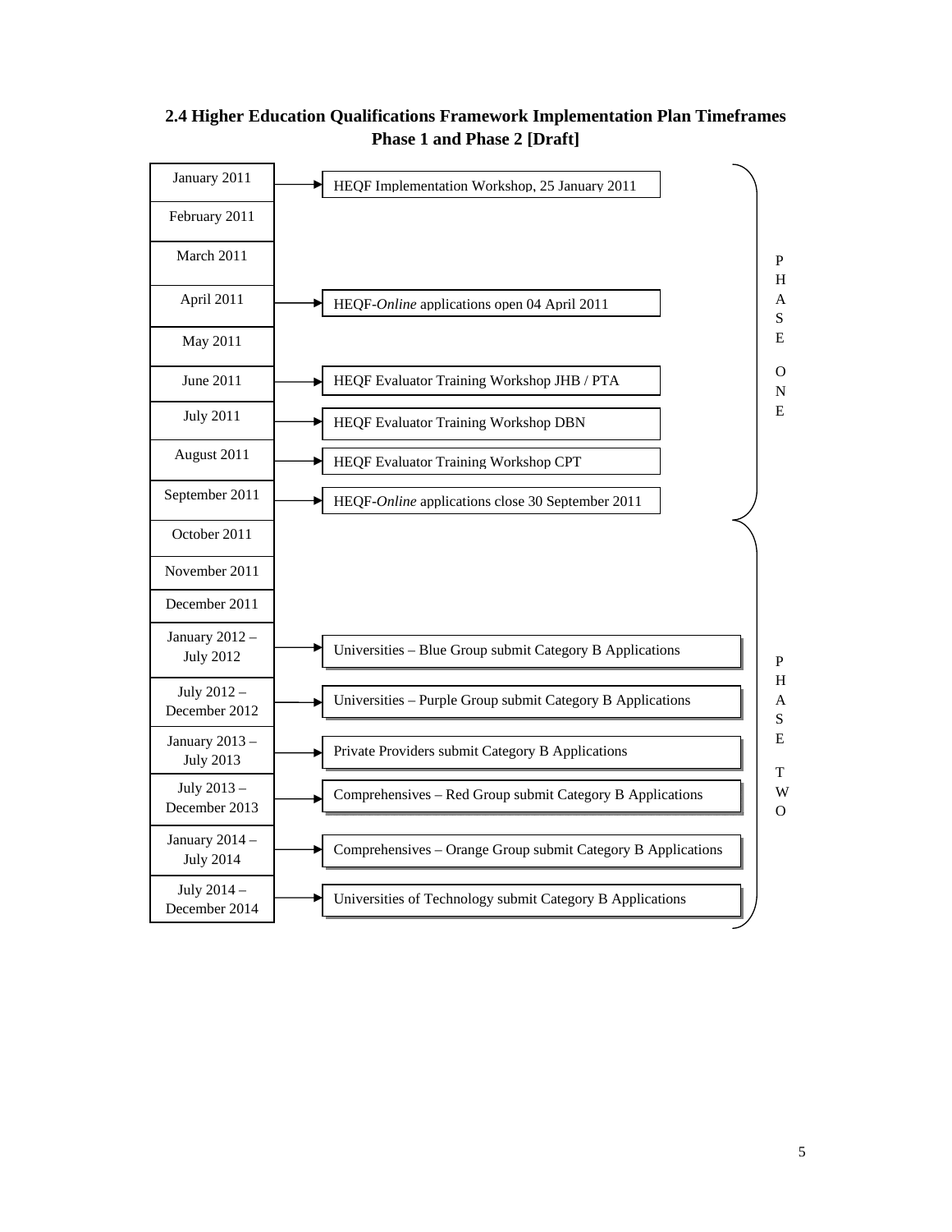## 2.4 Higher Education Qualifications Framework Implementation Plan Timeframes Phase 1 and Phase 2 [Draft]

| Timeframe | Activity | Phase |
|---|---|---|
| January 2011 | HEQF Implementation Workshop, 25 January 2011 | PHASE ONE |
| February 2011 | | PHASE ONE |
| March 2011 | | PHASE ONE |
| April 2011 | HEQF-*Online* applications open 04 April 2011 | PHASE ONE |
| May 2011 | | PHASE ONE |
| June 2011 | HEQF Evaluator Training Workshop JHB / PTA | PHASE ONE |
| July 2011 | HEQF Evaluator Training Workshop DBN | PHASE ONE |
| August 2011 | HEQF Evaluator Training Workshop CPT | PHASE ONE |
| September 2011 | HEQF-*Online* applications close 30 September 2011 | PHASE ONE |
| October 2011 | | PHASE TWO |
| November 2011 | | PHASE TWO |
| December 2011 | | PHASE TWO |
| January 2012 – July 2012 | Universities – Blue Group submit Category B Applications | PHASE TWO |
| July 2012 – December 2012 | Universities – Purple Group submit Category B Applications | PHASE TWO |
| January 2013 – July 2013 | Private Providers submit Category B Applications | PHASE TWO |
| July 2013 – December 2013 | Comprehensives – Red Group submit Category B Applications | PHASE TWO |
| January 2014 – July 2014 | Comprehensives – Orange Group submit Category B Applications | PHASE TWO |
| July 2014 – December 2014 | Universities of Technology submit Category B Applications | PHASE TWO |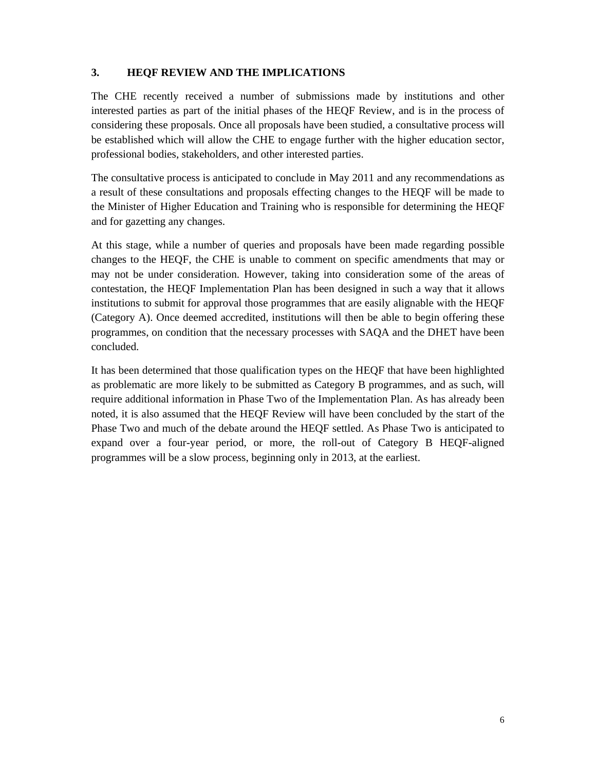## 3. HEQF REVIEW AND THE IMPLICATIONS

The CHE recently received a number of submissions made by institutions and other interested parties as part of the initial phases of the HEQF Review, and is in the process of considering these proposals. Once all proposals have been studied, a consultative process will be established which will allow the CHE to engage further with the higher education sector, professional bodies, stakeholders, and other interested parties.

The consultative process is anticipated to conclude in May 2011 and any recommendations as a result of these consultations and proposals effecting changes to the HEQF will be made to the Minister of Higher Education and Training who is responsible for determining the HEQF and for gazetting any changes.

At this stage, while a number of queries and proposals have been made regarding possible changes to the HEQF, the CHE is unable to comment on specific amendments that may or may not be under consideration. However, taking into consideration some of the areas of contestation, the HEQF Implementation Plan has been designed in such a way that it allows institutions to submit for approval those programmes that are easily alignable with the HEQF (Category A). Once deemed accredited, institutions will then be able to begin offering these programmes, on condition that the necessary processes with SAQA and the DHET have been concluded.

It has been determined that those qualification types on the HEQF that have been highlighted as problematic are more likely to be submitted as Category B programmes, and as such, will require additional information in Phase Two of the Implementation Plan. As has already been noted, it is also assumed that the HEQF Review will have been concluded by the start of the Phase Two and much of the debate around the HEQF settled. As Phase Two is anticipated to expand over a four-year period, or more, the roll-out of Category B HEQF-aligned programmes will be a slow process, beginning only in 2013, at the earliest.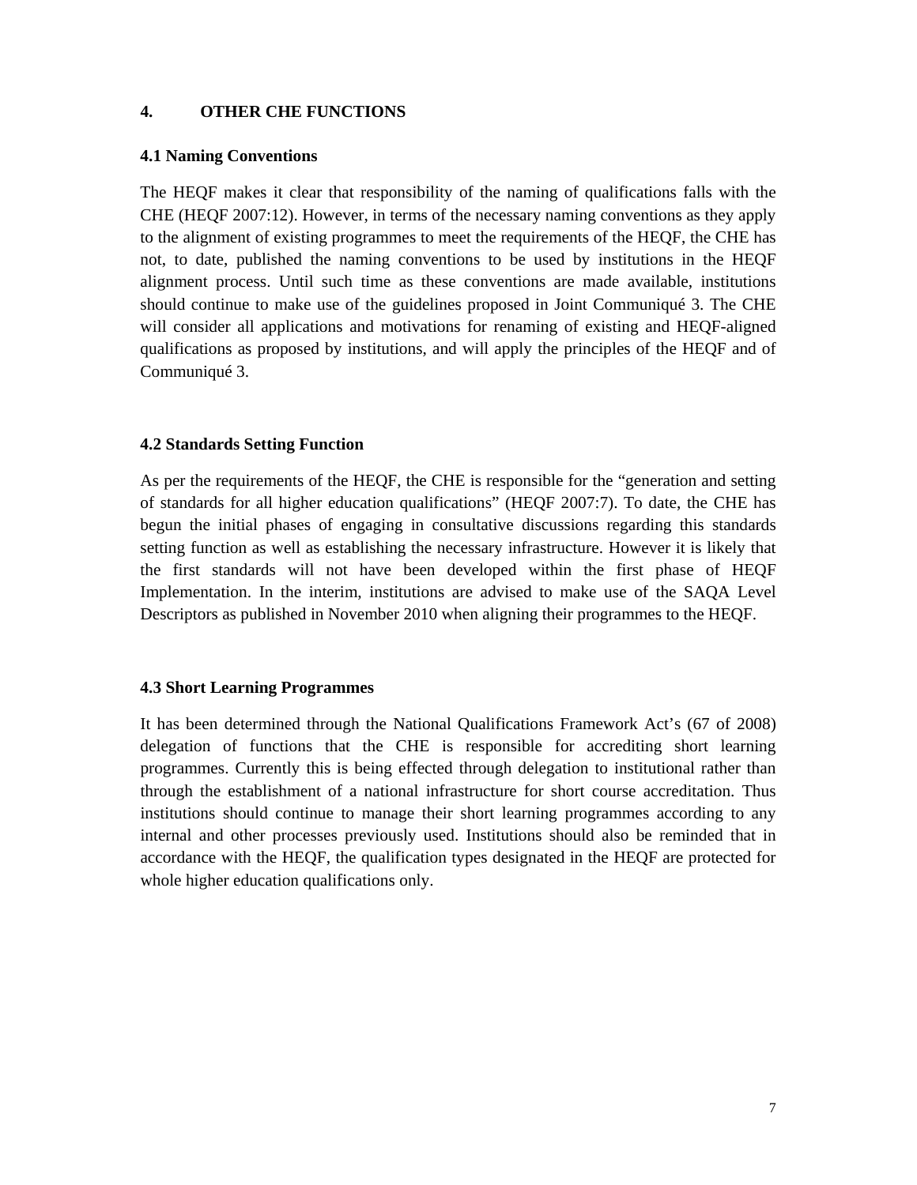## 4. OTHER CHE FUNCTIONS

### 4.1 Naming Conventions

The HEQF makes it clear that responsibility of the naming of qualifications falls with the CHE (HEQF 2007:12). However, in terms of the necessary naming conventions as they apply to the alignment of existing programmes to meet the requirements of the HEQF, the CHE has not, to date, published the naming conventions to be used by institutions in the HEQF alignment process. Until such time as these conventions are made available, institutions should continue to make use of the guidelines proposed in Joint Communiqué 3. The CHE will consider all applications and motivations for renaming of existing and HEQF-aligned qualifications as proposed by institutions, and will apply the principles of the HEQF and of Communiqué 3.

### 4.2 Standards Setting Function

As per the requirements of the HEQF, the CHE is responsible for the "generation and setting of standards for all higher education qualifications" (HEQF 2007:7). To date, the CHE has begun the initial phases of engaging in consultative discussions regarding this standards setting function as well as establishing the necessary infrastructure. However it is likely that the first standards will not have been developed within the first phase of HEQF Implementation. In the interim, institutions are advised to make use of the SAQA Level Descriptors as published in November 2010 when aligning their programmes to the HEQF.

### 4.3 Short Learning Programmes

It has been determined through the National Qualifications Framework Act's (67 of 2008) delegation of functions that the CHE is responsible for accrediting short learning programmes. Currently this is being effected through delegation to institutional rather than through the establishment of a national infrastructure for short course accreditation. Thus institutions should continue to manage their short learning programmes according to any internal and other processes previously used. Institutions should also be reminded that in accordance with the HEQF, the qualification types designated in the HEQF are protected for whole higher education qualifications only.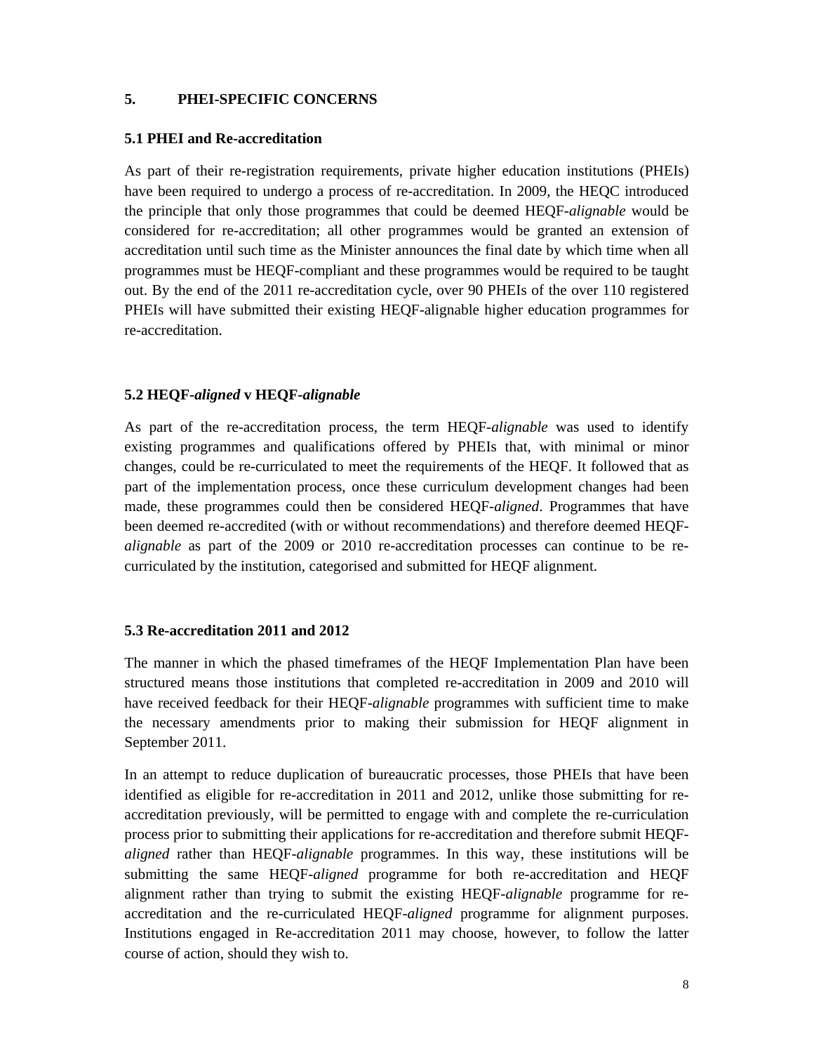## 5. PHEI-SPECIFIC CONCERNS

### 5.1 PHEI and Re-accreditation

As part of their re-registration requirements, private higher education institutions (PHEIs) have been required to undergo a process of re-accreditation. In 2009, the HEQC introduced the principle that only those programmes that could be deemed HEQF-*alignable* would be considered for re-accreditation; all other programmes would be granted an extension of accreditation until such time as the Minister announces the final date by which time when all programmes must be HEQF-compliant and these programmes would be required to be taught out. By the end of the 2011 re-accreditation cycle, over 90 PHEIs of the over 110 registered PHEIs will have submitted their existing HEQF-alignable higher education programmes for re-accreditation.

### 5.2 HEQF-*aligned* v HEQF-*alignable*

As part of the re-accreditation process, the term HEQF-*alignable* was used to identify existing programmes and qualifications offered by PHEIs that, with minimal or minor changes, could be re-curriculated to meet the requirements of the HEQF. It followed that as part of the implementation process, once these curriculum development changes had been made, these programmes could then be considered HEQF-*aligned*. Programmes that have been deemed re-accredited (with or without recommendations) and therefore deemed HEQF-*alignable* as part of the 2009 or 2010 re-accreditation processes can continue to be re-curriculated by the institution, categorised and submitted for HEQF alignment.

### 5.3 Re-accreditation 2011 and 2012

The manner in which the phased timeframes of the HEQF Implementation Plan have been structured means those institutions that completed re-accreditation in 2009 and 2010 will have received feedback for their HEQF-*alignable* programmes with sufficient time to make the necessary amendments prior to making their submission for HEQF alignment in September 2011.

In an attempt to reduce duplication of bureaucratic processes, those PHEIs that have been identified as eligible for re-accreditation in 2011 and 2012, unlike those submitting for re-accreditation previously, will be permitted to engage with and complete the re-curriculation process prior to submitting their applications for re-accreditation and therefore submit HEQF-*aligned* rather than HEQF-*alignable* programmes. In this way, these institutions will be submitting the same HEQF-*aligned* programme for both re-accreditation and HEQF alignment rather than trying to submit the existing HEQF-*alignable* programme for re-accreditation and the re-curriculated HEQF-*aligned* programme for alignment purposes. Institutions engaged in Re-accreditation 2011 may choose, however, to follow the latter course of action, should they wish to.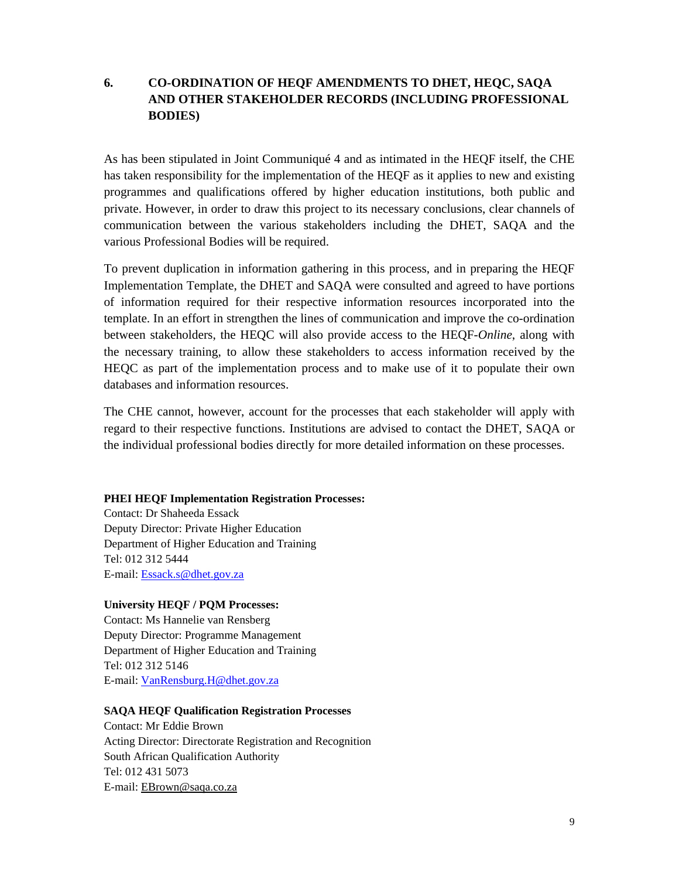## 6. CO-ORDINATION OF HEQF AMENDMENTS TO DHET, HEQC, SAQA AND OTHER STAKEHOLDER RECORDS (INCLUDING PROFESSIONAL BODIES)

As has been stipulated in Joint Communiqué 4 and as intimated in the HEQF itself, the CHE has taken responsibility for the implementation of the HEQF as it applies to new and existing programmes and qualifications offered by higher education institutions, both public and private. However, in order to draw this project to its necessary conclusions, clear channels of communication between the various stakeholders including the DHET, SAQA and the various Professional Bodies will be required.

To prevent duplication in information gathering in this process, and in preparing the HEQF Implementation Template, the DHET and SAQA were consulted and agreed to have portions of information required for their respective information resources incorporated into the template. In an effort in strengthen the lines of communication and improve the co-ordination between stakeholders, the HEQC will also provide access to the HEQF-*Online*, along with the necessary training, to allow these stakeholders to access information received by the HEQC as part of the implementation process and to make use of it to populate their own databases and information resources.

The CHE cannot, however, account for the processes that each stakeholder will apply with regard to their respective functions. Institutions are advised to contact the DHET, SAQA or the individual professional bodies directly for more detailed information on these processes.

**PHEI HEQF Implementation Registration Processes:**
Contact: Dr Shaheeda Essack
Deputy Director: Private Higher Education
Department of Higher Education and Training
Tel: 012 312 5444
E-mail: Essack.s@dhet.gov.za

**University HEQF / PQM Processes:**
Contact: Ms Hannelie van Rensberg
Deputy Director: Programme Management
Department of Higher Education and Training
Tel: 012 312 5146
E-mail: VanRensburg.H@dhet.gov.za

**SAQA HEQF Qualification Registration Processes**
Contact: Mr Eddie Brown
Acting Director: Directorate Registration and Recognition
South African Qualification Authority
Tel: 012 431 5073
E-mail: EBrown@saqa.co.za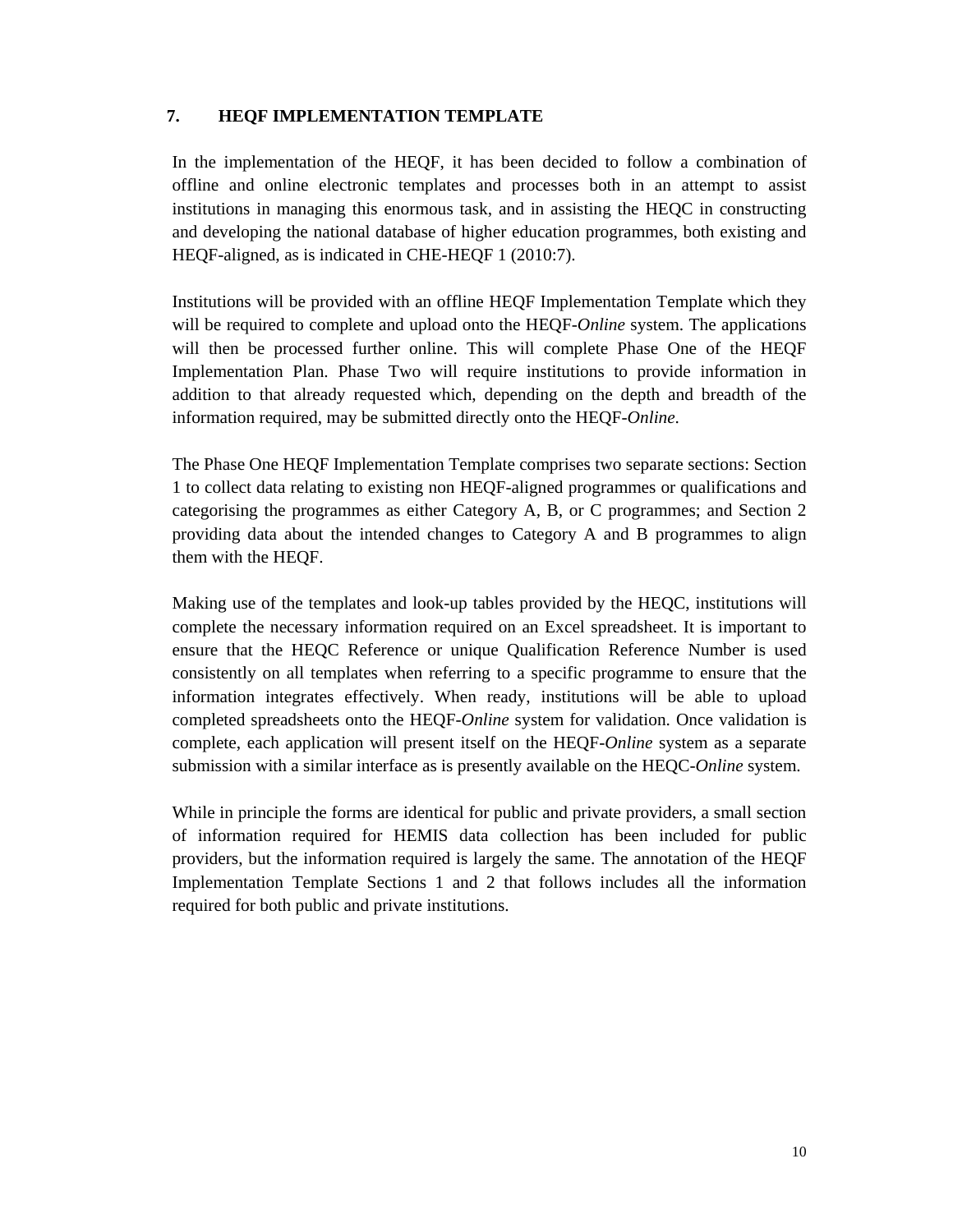## 7. HEQF IMPLEMENTATION TEMPLATE

In the implementation of the HEQF, it has been decided to follow a combination of offline and online electronic templates and processes both in an attempt to assist institutions in managing this enormous task, and in assisting the HEQC in constructing and developing the national database of higher education programmes, both existing and HEQF-aligned, as is indicated in CHE-HEQF 1 (2010:7).

Institutions will be provided with an offline HEQF Implementation Template which they will be required to complete and upload onto the HEQF-*Online* system. The applications will then be processed further online. This will complete Phase One of the HEQF Implementation Plan. Phase Two will require institutions to provide information in addition to that already requested which, depending on the depth and breadth of the information required, may be submitted directly onto the HEQF-*Online*.

The Phase One HEQF Implementation Template comprises two separate sections: Section 1 to collect data relating to existing non HEQF-aligned programmes or qualifications and categorising the programmes as either Category A, B, or C programmes; and Section 2 providing data about the intended changes to Category A and B programmes to align them with the HEQF.

Making use of the templates and look-up tables provided by the HEQC, institutions will complete the necessary information required on an Excel spreadsheet. It is important to ensure that the HEQC Reference or unique Qualification Reference Number is used consistently on all templates when referring to a specific programme to ensure that the information integrates effectively. When ready, institutions will be able to upload completed spreadsheets onto the HEQF-*Online* system for validation. Once validation is complete, each application will present itself on the HEQF-*Online* system as a separate submission with a similar interface as is presently available on the HEQC-*Online* system.

While in principle the forms are identical for public and private providers, a small section of information required for HEMIS data collection has been included for public providers, but the information required is largely the same. The annotation of the HEQF Implementation Template Sections 1 and 2 that follows includes all the information required for both public and private institutions.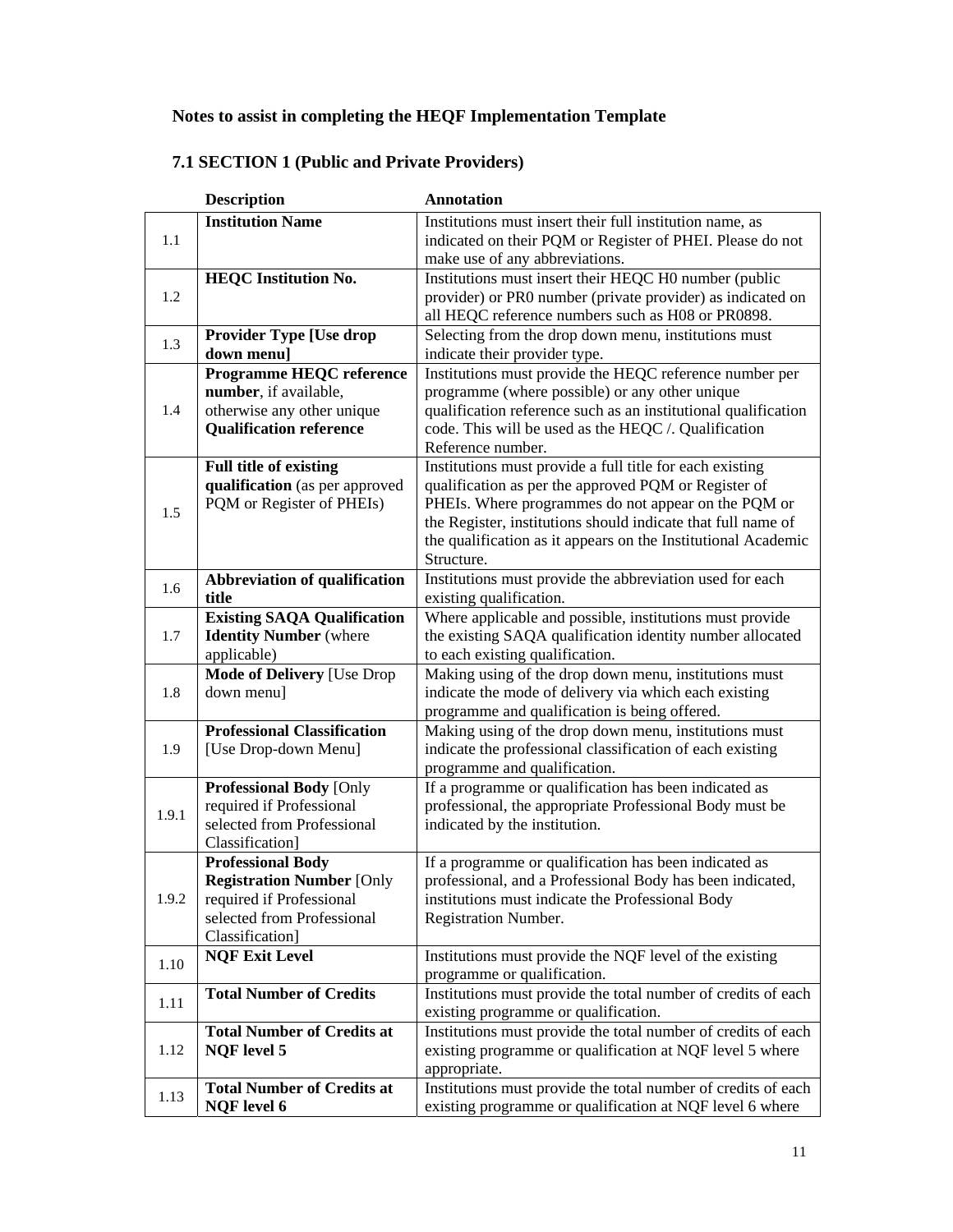**Notes to assist in completing the HEQF Implementation Template**

**7.1 SECTION 1 (Public and Private Providers)**

| | Description | Annotation |
|---|---|---|
| 1.1 | **Institution Name** | Institutions must insert their full institution name, as indicated on their PQM or Register of PHEI. Please do not make use of any abbreviations. |
| 1.2 | **HEQC Institution No.** | Institutions must insert their HEQC H0 number (public provider) or PR0 number (private provider) as indicated on all HEQC reference numbers such as H08 or PR0898. |
| 1.3 | **Provider Type [Use drop down menu]** | Selecting from the drop down menu, institutions must indicate their provider type. |
| 1.4 | **Programme HEQC reference number**, if available, otherwise any other unique **Qualification reference** | Institutions must provide the HEQC reference number per programme (where possible) or any other unique qualification reference such as an institutional qualification code. This will be used as the HEQC /. Qualification Reference number. |
| 1.5 | **Full title of existing qualification** (as per approved PQM or Register of PHEIs) | Institutions must provide a full title for each existing qualification as per the approved PQM or Register of PHEIs. Where programmes do not appear on the PQM or the Register, institutions should indicate that full name of the qualification as it appears on the Institutional Academic Structure. |
| 1.6 | **Abbreviation of qualification title** | Institutions must provide the abbreviation used for each existing qualification. |
| 1.7 | **Existing SAQA Qualification Identity Number** (where applicable) | Where applicable and possible, institutions must provide the existing SAQA qualification identity number allocated to each existing qualification. |
| 1.8 | **Mode of Delivery** [Use Drop down menu] | Making using of the drop down menu, institutions must indicate the mode of delivery via which each existing programme and qualification is being offered. |
| 1.9 | **Professional Classification** [Use Drop-down Menu] | Making using of the drop down menu, institutions must indicate the professional classification of each existing programme and qualification. |
| 1.9.1 | **Professional Body** [Only required if Professional selected from Professional Classification] | If a programme or qualification has been indicated as professional, the appropriate Professional Body must be indicated by the institution. |
| 1.9.2 | **Professional Body Registration Number** [Only required if Professional selected from Professional Classification] | If a programme or qualification has been indicated as professional, and a Professional Body has been indicated, institutions must indicate the Professional Body Registration Number. |
| 1.10 | **NQF Exit Level** | Institutions must provide the NQF level of the existing programme or qualification. |
| 1.11 | **Total Number of Credits** | Institutions must provide the total number of credits of each existing programme or qualification. |
| 1.12 | **Total Number of Credits at NQF level 5** | Institutions must provide the total number of credits of each existing programme or qualification at NQF level 5 where appropriate. |
| 1.13 | **Total Number of Credits at NQF level 6** | Institutions must provide the total number of credits of each existing programme or qualification at NQF level 6 where |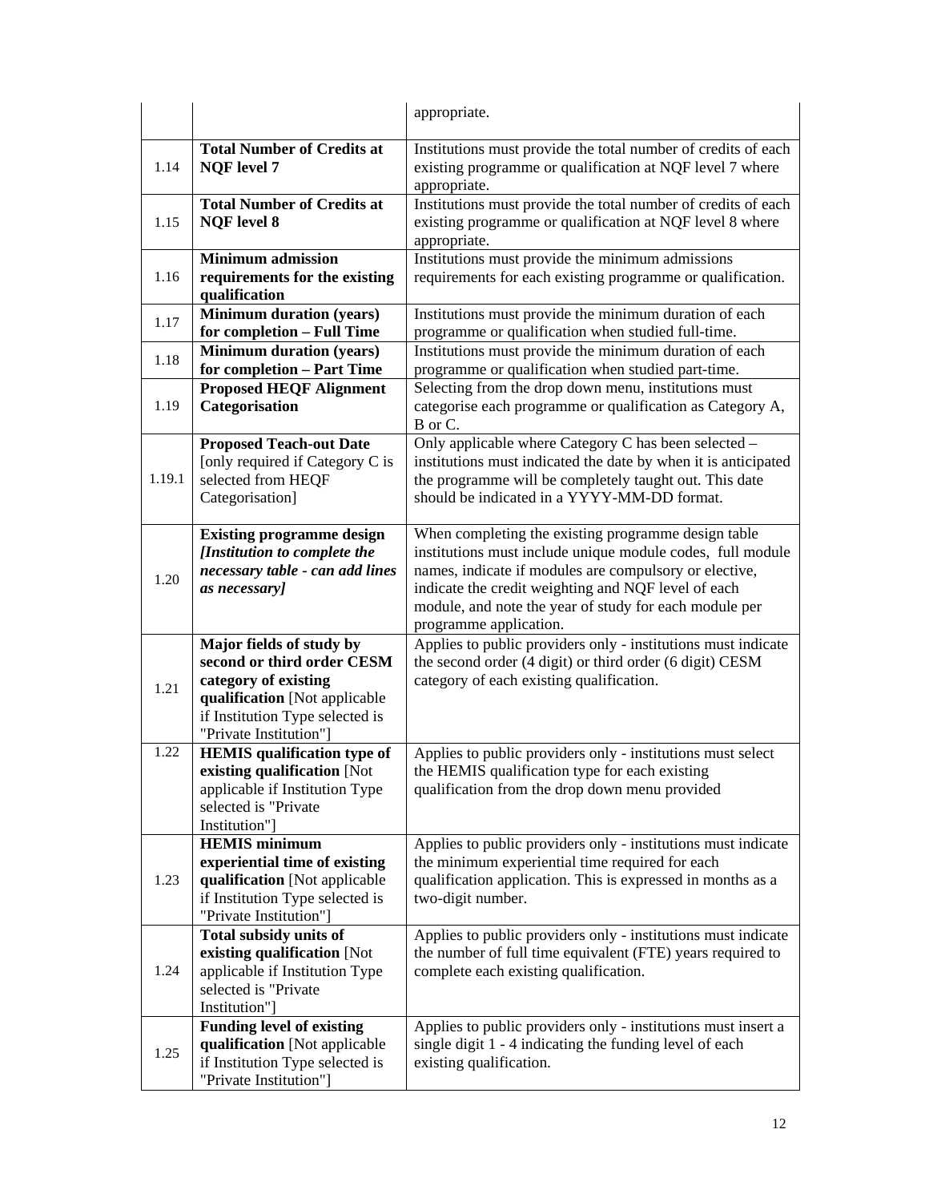| | | |
|---|---|---|
| | | appropriate. |
| 1.14 | **Total Number of Credits at NQF level 7** | Institutions must provide the total number of credits of each existing programme or qualification at NQF level 7 where appropriate. |
| 1.15 | **Total Number of Credits at NQF level 8** | Institutions must provide the total number of credits of each existing programme or qualification at NQF level 8 where appropriate. |
| 1.16 | **Minimum admission requirements for the existing qualification** | Institutions must provide the minimum admissions requirements for each existing programme or qualification. |
| 1.17 | **Minimum duration (years) for completion – Full Time** | Institutions must provide the minimum duration of each programme or qualification when studied full-time. |
| 1.18 | **Minimum duration (years) for completion – Part Time** | Institutions must provide the minimum duration of each programme or qualification when studied part-time. |
| 1.19 | **Proposed HEQF Alignment Categorisation** | Selecting from the drop down menu, institutions must categorise each programme or qualification as Category A, B or C. |
| 1.19.1 | **Proposed Teach-out Date** [only required if Category C is selected from HEQF Categorisation] | Only applicable where Category C has been selected – institutions must indicated the date by when it is anticipated the programme will be completely taught out. This date should be indicated in a YYYY-MM-DD format. |
| 1.20 | **Existing programme design *[Institution to complete the necessary table - can add lines as necessary]*** | When completing the existing programme design table institutions must include unique module codes, full module names, indicate if modules are compulsory or elective, indicate the credit weighting and NQF level of each module, and note the year of study for each module per programme application. |
| 1.21 | **Major fields of study by second or third order CESM category of existing qualification** [Not applicable if Institution Type selected is "Private Institution"] | Applies to public providers only - institutions must indicate the second order (4 digit) or third order (6 digit) CESM category of each existing qualification. |
| 1.22 | **HEMIS qualification type of existing qualification** [Not applicable if Institution Type selected is "Private Institution"] | Applies to public providers only - institutions must select the HEMIS qualification type for each existing qualification from the drop down menu provided |
| 1.23 | **HEMIS minimum experiential time of existing qualification** [Not applicable if Institution Type selected is "Private Institution"] | Applies to public providers only - institutions must indicate the minimum experiential time required for each qualification application. This is expressed in months as a two-digit number. |
| 1.24 | **Total subsidy units of existing qualification** [Not applicable if Institution Type selected is "Private Institution"] | Applies to public providers only - institutions must indicate the number of full time equivalent (FTE) years required to complete each existing qualification. |
| 1.25 | **Funding level of existing qualification** [Not applicable if Institution Type selected is "Private Institution"] | Applies to public providers only - institutions must insert a single digit 1 - 4 indicating the funding level of each existing qualification. |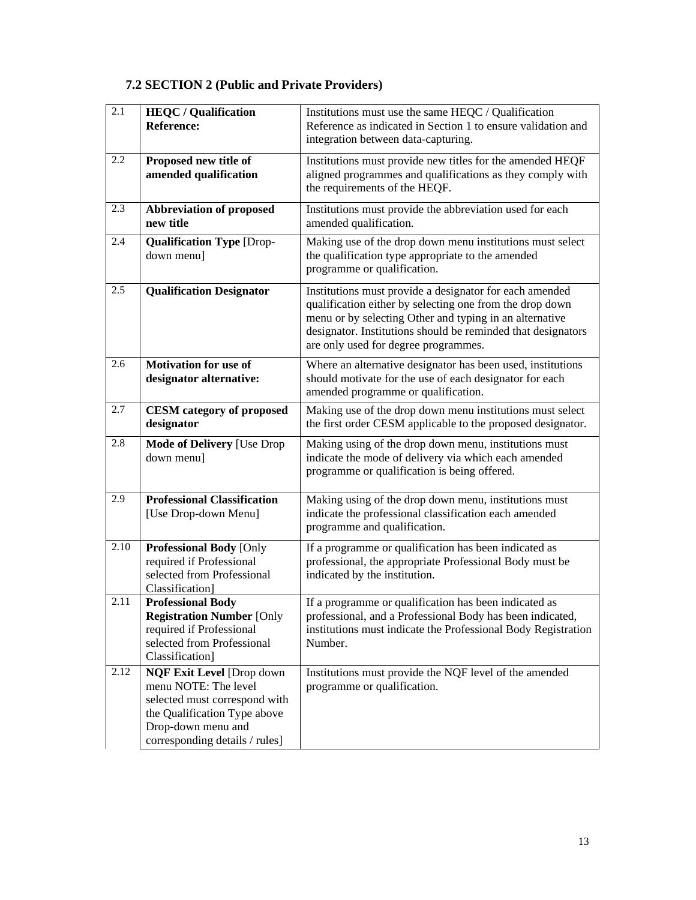### 7.2 SECTION 2 (Public and Private Providers)

| | | |
|---|---|---|
| 2.1 | **HEQC / Qualification Reference:** | Institutions must use the same HEQC / Qualification Reference as indicated in Section 1 to ensure validation and integration between data-capturing. |
| 2.2 | **Proposed new title of amended qualification** | Institutions must provide new titles for the amended HEQF aligned programmes and qualifications as they comply with the requirements of the HEQF. |
| 2.3 | **Abbreviation of proposed new title** | Institutions must provide the abbreviation used for each amended qualification. |
| 2.4 | **Qualification Type** [Drop-down menu] | Making use of the drop down menu institutions must select the qualification type appropriate to the amended programme or qualification. |
| 2.5 | **Qualification Designator** | Institutions must provide a designator for each amended qualification either by selecting one from the drop down menu or by selecting Other and typing in an alternative designator. Institutions should be reminded that designators are only used for degree programmes. |
| 2.6 | **Motivation for use of designator alternative:** | Where an alternative designator has been used, institutions should motivate for the use of each designator for each amended programme or qualification. |
| 2.7 | **CESM category of proposed designator** | Making use of the drop down menu institutions must select the first order CESM applicable to the proposed designator. |
| 2.8 | **Mode of Delivery** [Use Drop down menu] | Making using of the drop down menu, institutions must indicate the mode of delivery via which each amended programme or qualification is being offered. |
| 2.9 | **Professional Classification** [Use Drop-down Menu] | Making using of the drop down menu, institutions must indicate the professional classification each amended programme and qualification. |
| 2.10 | **Professional Body** [Only required if Professional selected from Professional Classification] | If a programme or qualification has been indicated as professional, the appropriate Professional Body must be indicated by the institution. |
| 2.11 | **Professional Body Registration Number** [Only required if Professional selected from Professional Classification] | If a programme or qualification has been indicated as professional, and a Professional Body has been indicated, institutions must indicate the Professional Body Registration Number. |
| 2.12 | **NQF Exit Level** [Drop down menu NOTE: The level selected must correspond with the Qualification Type above Drop-down menu and corresponding details / rules] | Institutions must provide the NQF level of the amended programme or qualification. |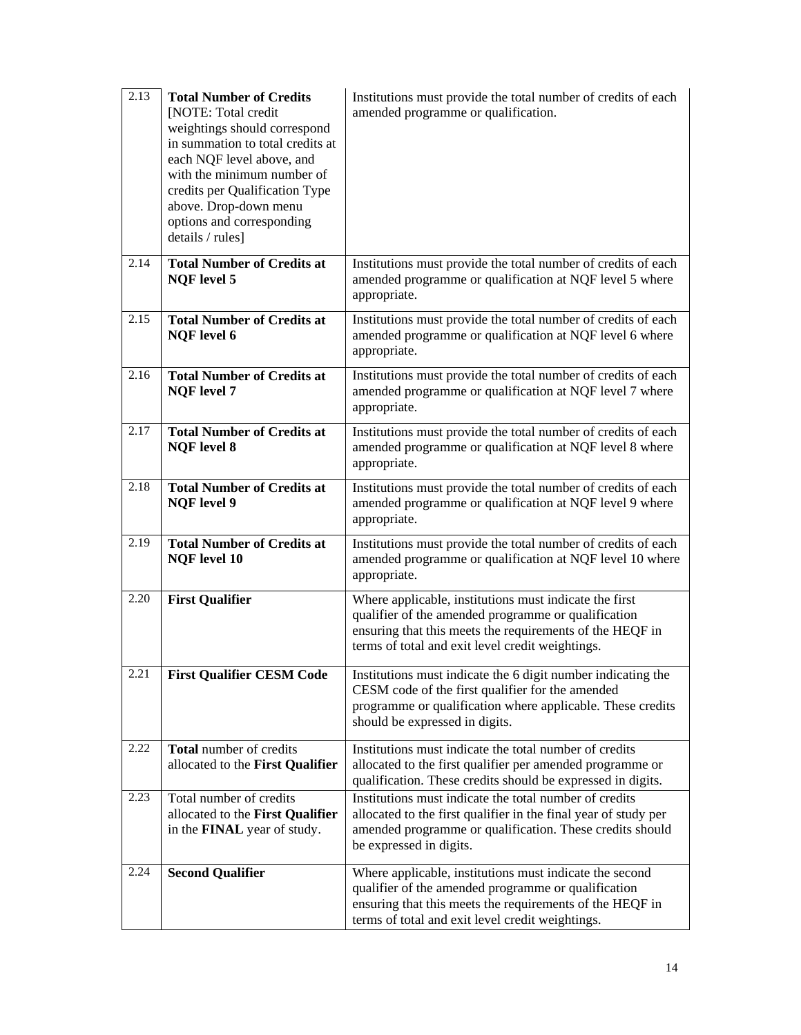| | | |
|---|---|---|
| 2.13 | **Total Number of Credits** [NOTE: Total credit weightings should correspond in summation to total credits at each NQF level above, and with the minimum number of credits per Qualification Type above. Drop-down menu options and corresponding details / rules] | Institutions must provide the total number of credits of each amended programme or qualification. |
| 2.14 | **Total Number of Credits at NQF level 5** | Institutions must provide the total number of credits of each amended programme or qualification at NQF level 5 where appropriate. |
| 2.15 | **Total Number of Credits at NQF level 6** | Institutions must provide the total number of credits of each amended programme or qualification at NQF level 6 where appropriate. |
| 2.16 | **Total Number of Credits at NQF level 7** | Institutions must provide the total number of credits of each amended programme or qualification at NQF level 7 where appropriate. |
| 2.17 | **Total Number of Credits at NQF level 8** | Institutions must provide the total number of credits of each amended programme or qualification at NQF level 8 where appropriate. |
| 2.18 | **Total Number of Credits at NQF level 9** | Institutions must provide the total number of credits of each amended programme or qualification at NQF level 9 where appropriate. |
| 2.19 | **Total Number of Credits at NQF level 10** | Institutions must provide the total number of credits of each amended programme or qualification at NQF level 10 where appropriate. |
| 2.20 | **First Qualifier** | Where applicable, institutions must indicate the first qualifier of the amended programme or qualification ensuring that this meets the requirements of the HEQF in terms of total and exit level credit weightings. |
| 2.21 | **First Qualifier CESM Code** | Institutions must indicate the 6 digit number indicating the CESM code of the first qualifier for the amended programme or qualification where applicable. These credits should be expressed in digits. |
| 2.22 | **Total** number of credits allocated to the **First Qualifier** | Institutions must indicate the total number of credits allocated to the first qualifier per amended programme or qualification. These credits should be expressed in digits. |
| 2.23 | Total number of credits allocated to the **First Qualifier** in the **FINAL** year of study. | Institutions must indicate the total number of credits allocated to the first qualifier in the final year of study per amended programme or qualification. These credits should be expressed in digits. |
| 2.24 | **Second Qualifier** | Where applicable, institutions must indicate the second qualifier of the amended programme or qualification ensuring that this meets the requirements of the HEQF in terms of total and exit level credit weightings. |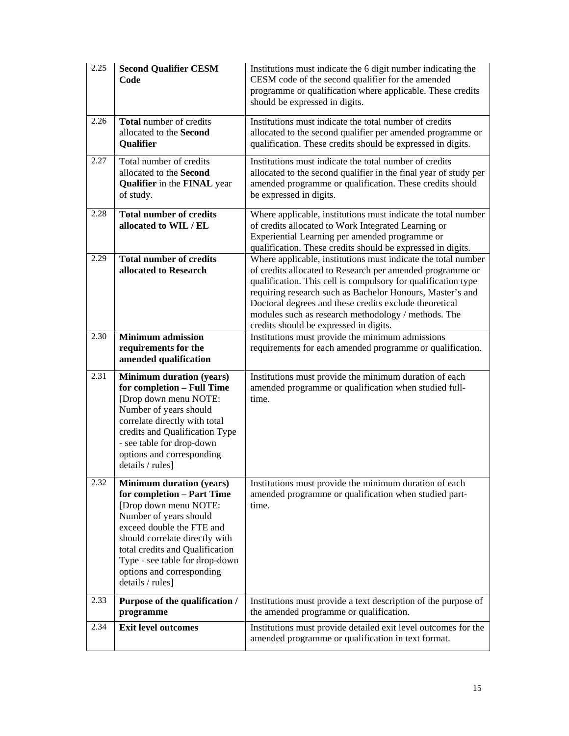| | | |
|---|---|---|
| 2.25 | **Second Qualifier CESM Code** | Institutions must indicate the 6 digit number indicating the CESM code of the second qualifier for the amended programme or qualification where applicable. These credits should be expressed in digits. |
| 2.26 | **Total** number of credits allocated to the **Second Qualifier** | Institutions must indicate the total number of credits allocated to the second qualifier per amended programme or qualification. These credits should be expressed in digits. |
| 2.27 | Total number of credits allocated to the **Second Qualifier** in the **FINAL** year of study. | Institutions must indicate the total number of credits allocated to the second qualifier in the final year of study per amended programme or qualification. These credits should be expressed in digits. |
| 2.28 | **Total number of credits allocated to WIL / EL** | Where applicable, institutions must indicate the total number of credits allocated to Work Integrated Learning or Experiential Learning per amended programme or qualification. These credits should be expressed in digits. |
| 2.29 | **Total number of credits allocated to Research** | Where applicable, institutions must indicate the total number of credits allocated to Research per amended programme or qualification. This cell is compulsory for qualification type requiring research such as Bachelor Honours, Master's and Doctoral degrees and these credits exclude theoretical modules such as research methodology / methods. The credits should be expressed in digits. |
| 2.30 | **Minimum admission requirements for the amended qualification** | Institutions must provide the minimum admissions requirements for each amended programme or qualification. |
| 2.31 | **Minimum duration (years) for completion – Full Time** [Drop down menu NOTE: Number of years should correlate directly with total credits and Qualification Type - see table for drop-down options and corresponding details / rules] | Institutions must provide the minimum duration of each amended programme or qualification when studied full-time. |
| 2.32 | **Minimum duration (years) for completion – Part Time** [Drop down menu NOTE: Number of years should exceed double the FTE and should correlate directly with total credits and Qualification Type - see table for drop-down options and corresponding details / rules] | Institutions must provide the minimum duration of each amended programme or qualification when studied part-time. |
| 2.33 | **Purpose of the qualification / programme** | Institutions must provide a text description of the purpose of the amended programme or qualification. |
| 2.34 | **Exit level outcomes** | Institutions must provide detailed exit level outcomes for the amended programme or qualification in text format. |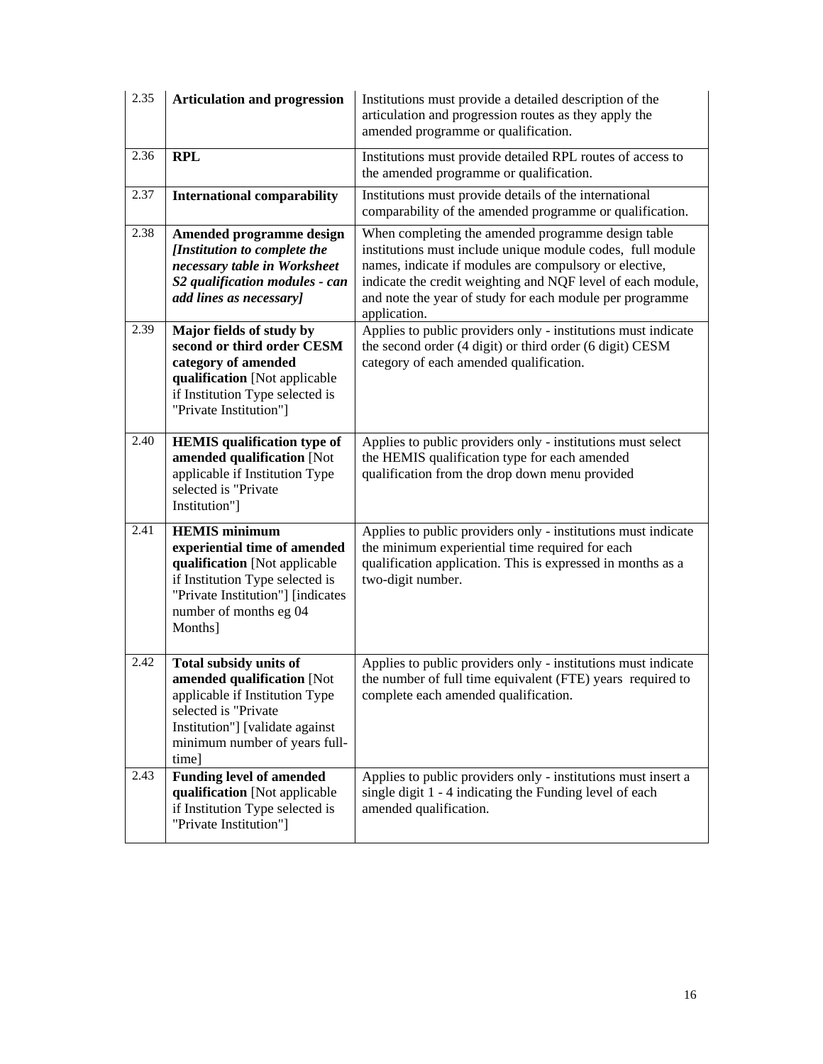| | | |
|---|---|---|
| 2.35 | **Articulation and progression** | Institutions must provide a detailed description of the articulation and progression routes as they apply the amended programme or qualification. |
| 2.36 | **RPL** | Institutions must provide detailed RPL routes of access to the amended programme or qualification. |
| 2.37 | **International comparability** | Institutions must provide details of the international comparability of the amended programme or qualification. |
| 2.38 | **Amended programme design *[Institution to complete the necessary table in Worksheet S2 qualification modules - can add lines as necessary]*** | When completing the amended programme design table institutions must include unique module codes, full module names, indicate if modules are compulsory or elective, indicate the credit weighting and NQF level of each module, and note the year of study for each module per programme application. |
| 2.39 | **Major fields of study by second or third order CESM category of amended qualification** [Not applicable if Institution Type selected is "Private Institution"] | Applies to public providers only - institutions must indicate the second order (4 digit) or third order (6 digit) CESM category of each amended qualification. |
| 2.40 | **HEMIS qualification type of amended qualification** [Not applicable if Institution Type selected is "Private Institution"] | Applies to public providers only - institutions must select the HEMIS qualification type for each amended qualification from the drop down menu provided |
| 2.41 | **HEMIS minimum experiential time of amended qualification** [Not applicable if Institution Type selected is "Private Institution"] [indicates number of months eg 04 Months] | Applies to public providers only - institutions must indicate the minimum experiential time required for each qualification application. This is expressed in months as a two-digit number. |
| 2.42 | **Total subsidy units of amended qualification** [Not applicable if Institution Type selected is "Private Institution"] [validate against minimum number of years full-time] | Applies to public providers only - institutions must indicate the number of full time equivalent (FTE) years required to complete each amended qualification. |
| 2.43 | **Funding level of amended qualification** [Not applicable if Institution Type selected is "Private Institution"] | Applies to public providers only - institutions must insert a single digit 1 - 4 indicating the Funding level of each amended qualification. |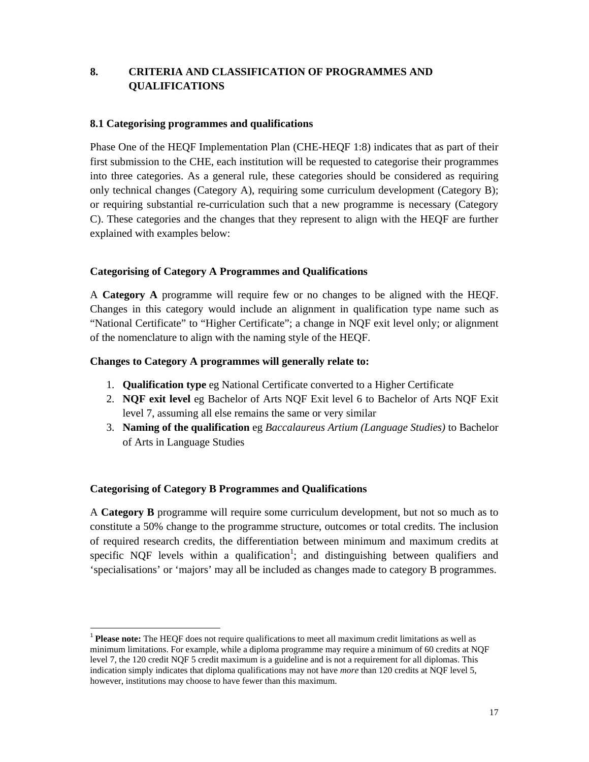## 8. CRITERIA AND CLASSIFICATION OF PROGRAMMES AND QUALIFICATIONS

### 8.1 Categorising programmes and qualifications

Phase One of the HEQF Implementation Plan (CHE-HEQF 1:8) indicates that as part of their first submission to the CHE, each institution will be requested to categorise their programmes into three categories. As a general rule, these categories should be considered as requiring only technical changes (Category A), requiring some curriculum development (Category B); or requiring substantial re-curriculation such that a new programme is necessary (Category C). These categories and the changes that they represent to align with the HEQF are further explained with examples below:

**Categorising of Category A Programmes and Qualifications**

A **Category A** programme will require few or no changes to be aligned with the HEQF. Changes in this category would include an alignment in qualification type name such as "National Certificate" to "Higher Certificate"; a change in NQF exit level only; or alignment of the nomenclature to align with the naming style of the HEQF.

**Changes to Category A programmes will generally relate to:**

1. **Qualification type** eg National Certificate converted to a Higher Certificate
2. **NQF exit level** eg Bachelor of Arts NQF Exit level 6 to Bachelor of Arts NQF Exit level 7, assuming all else remains the same or very similar
3. **Naming of the qualification** eg *Baccalaureus Artium (Language Studies)* to Bachelor of Arts in Language Studies

**Categorising of Category B Programmes and Qualifications**

A **Category B** programme will require some curriculum development, but not so much as to constitute a 50% change to the programme structure, outcomes or total credits. The inclusion of required research credits, the differentiation between minimum and maximum credits at specific NQF levels within a qualification[1]; and distinguishing between qualifiers and 'specialisations' or 'majors' may all be included as changes made to category B programmes.

---

[1] **Please note:** The HEQF does not require qualifications to meet all maximum credit limitations as well as minimum limitations. For example, while a diploma programme may require a minimum of 60 credits at NQF level 7, the 120 credit NQF 5 credit maximum is a guideline and is not a requirement for all diplomas. This indication simply indicates that diploma qualifications may not have *more* than 120 credits at NQF level 5, however, institutions may choose to have fewer than this maximum.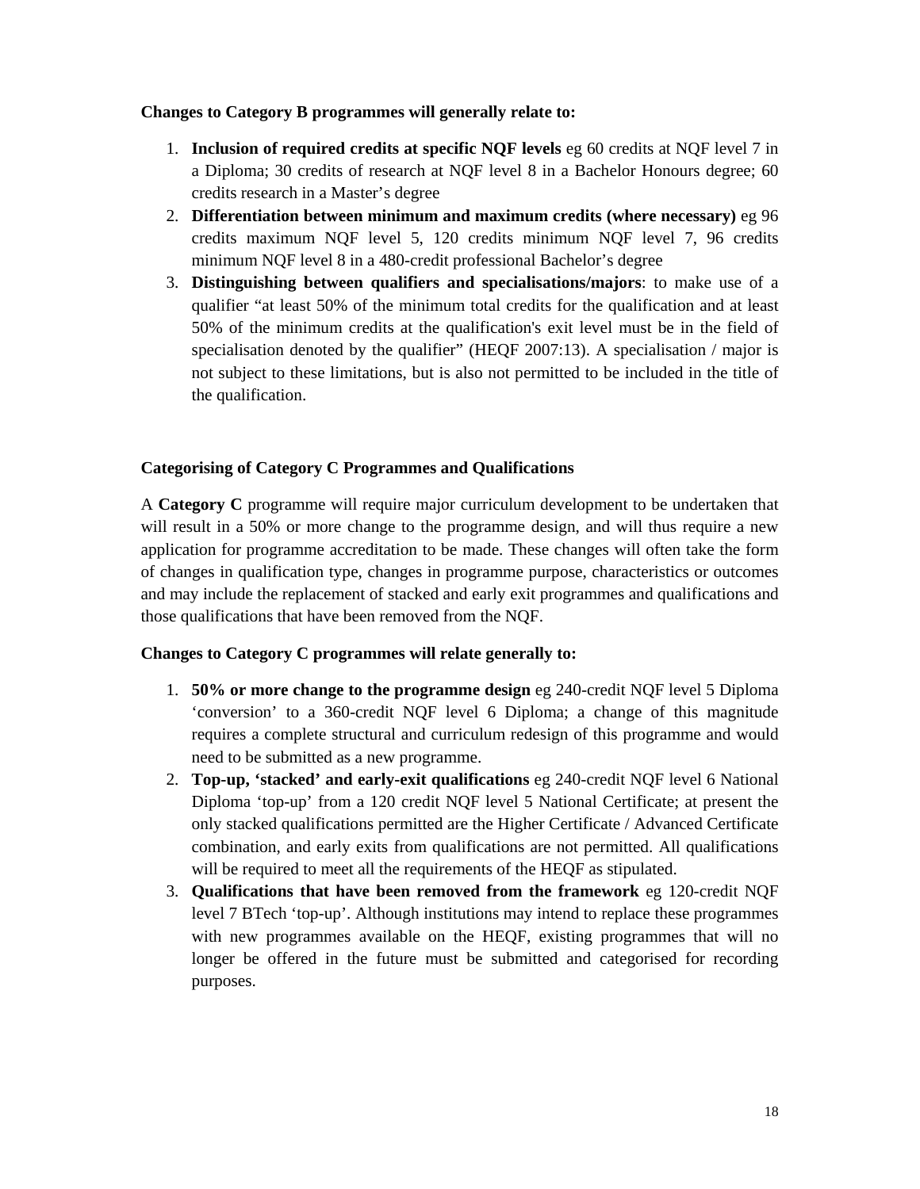**Changes to Category B programmes will generally relate to:**

1. **Inclusion of required credits at specific NQF levels** eg 60 credits at NQF level 7 in a Diploma; 30 credits of research at NQF level 8 in a Bachelor Honours degree; 60 credits research in a Master's degree
2. **Differentiation between minimum and maximum credits (where necessary)** eg 96 credits maximum NQF level 5, 120 credits minimum NQF level 7, 96 credits minimum NQF level 8 in a 480-credit professional Bachelor's degree
3. **Distinguishing between qualifiers and specialisations/majors**: to make use of a qualifier "at least 50% of the minimum total credits for the qualification and at least 50% of the minimum credits at the qualification's exit level must be in the field of specialisation denoted by the qualifier" (HEQF 2007:13). A specialisation / major is not subject to these limitations, but is also not permitted to be included in the title of the qualification.

**Categorising of Category C Programmes and Qualifications**

A **Category C** programme will require major curriculum development to be undertaken that will result in a 50% or more change to the programme design, and will thus require a new application for programme accreditation to be made. These changes will often take the form of changes in qualification type, changes in programme purpose, characteristics or outcomes and may include the replacement of stacked and early exit programmes and qualifications and those qualifications that have been removed from the NQF.

**Changes to Category C programmes will relate generally to:**

1. **50% or more change to the programme design** eg 240-credit NQF level 5 Diploma 'conversion' to a 360-credit NQF level 6 Diploma; a change of this magnitude requires a complete structural and curriculum redesign of this programme and would need to be submitted as a new programme.
2. **Top-up, 'stacked' and early-exit qualifications** eg 240-credit NQF level 6 National Diploma 'top-up' from a 120 credit NQF level 5 National Certificate; at present the only stacked qualifications permitted are the Higher Certificate / Advanced Certificate combination, and early exits from qualifications are not permitted. All qualifications will be required to meet all the requirements of the HEQF as stipulated.
3. **Qualifications that have been removed from the framework** eg 120-credit NQF level 7 BTech 'top-up'. Although institutions may intend to replace these programmes with new programmes available on the HEQF, existing programmes that will no longer be offered in the future must be submitted and categorised for recording purposes.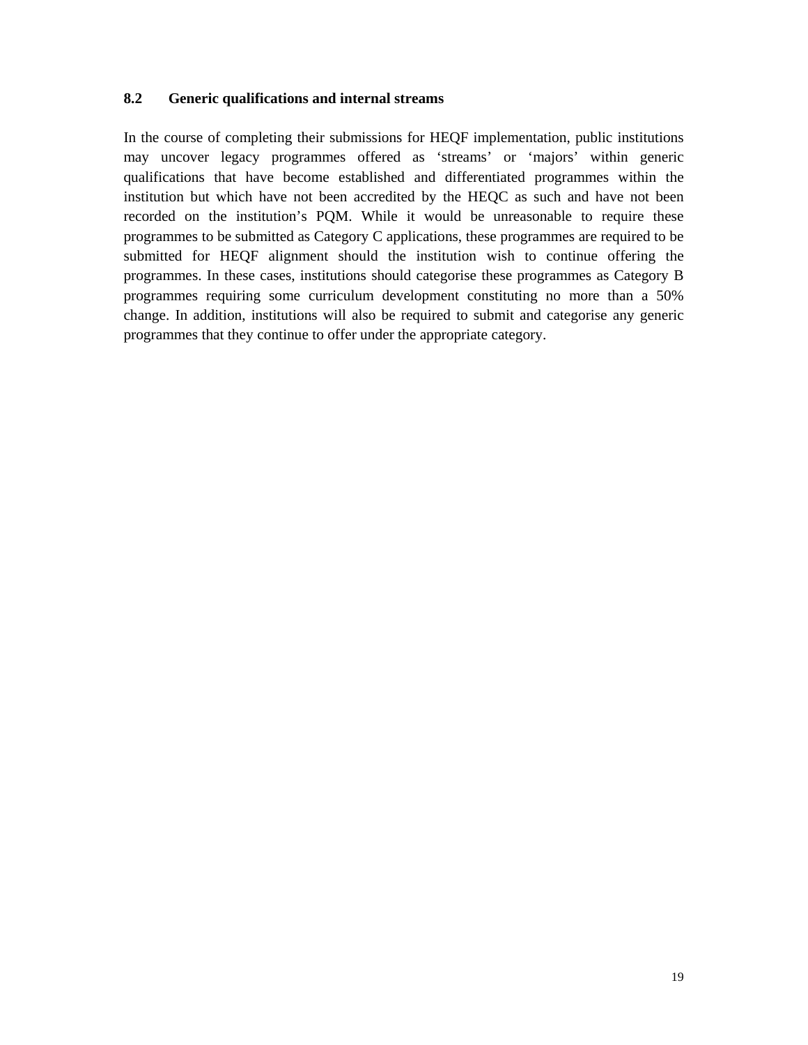### 8.2 Generic qualifications and internal streams

In the course of completing their submissions for HEQF implementation, public institutions may uncover legacy programmes offered as ‘streams’ or ‘majors’ within generic qualifications that have become established and differentiated programmes within the institution but which have not been accredited by the HEQC as such and have not been recorded on the institution’s PQM. While it would be unreasonable to require these programmes to be submitted as Category C applications, these programmes are required to be submitted for HEQF alignment should the institution wish to continue offering the programmes. In these cases, institutions should categorise these programmes as Category B programmes requiring some curriculum development constituting no more than a 50% change. In addition, institutions will also be required to submit and categorise any generic programmes that they continue to offer under the appropriate category.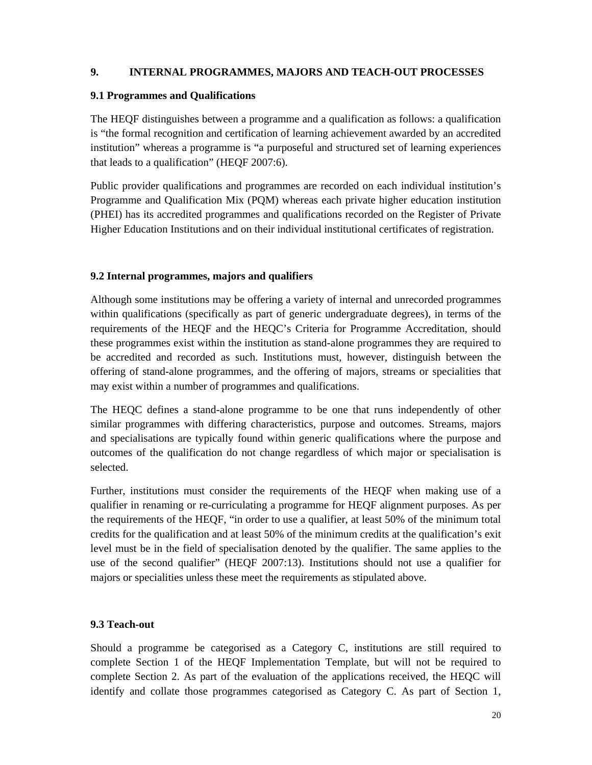## 9. INTERNAL PROGRAMMES, MAJORS AND TEACH-OUT PROCESSES

### 9.1 Programmes and Qualifications

The HEQF distinguishes between a programme and a qualification as follows: a qualification is "the formal recognition and certification of learning achievement awarded by an accredited institution" whereas a programme is "a purposeful and structured set of learning experiences that leads to a qualification" (HEQF 2007:6).

Public provider qualifications and programmes are recorded on each individual institution's Programme and Qualification Mix (PQM) whereas each private higher education institution (PHEI) has its accredited programmes and qualifications recorded on the Register of Private Higher Education Institutions and on their individual institutional certificates of registration.

### 9.2 Internal programmes, majors and qualifiers

Although some institutions may be offering a variety of internal and unrecorded programmes within qualifications (specifically as part of generic undergraduate degrees), in terms of the requirements of the HEQF and the HEQC's Criteria for Programme Accreditation, should these programmes exist within the institution as stand-alone programmes they are required to be accredited and recorded as such. Institutions must, however, distinguish between the offering of stand-alone programmes, and the offering of majors, streams or specialities that may exist within a number of programmes and qualifications.

The HEQC defines a stand-alone programme to be one that runs independently of other similar programmes with differing characteristics, purpose and outcomes. Streams, majors and specialisations are typically found within generic qualifications where the purpose and outcomes of the qualification do not change regardless of which major or specialisation is selected.

Further, institutions must consider the requirements of the HEQF when making use of a qualifier in renaming or re-curriculating a programme for HEQF alignment purposes. As per the requirements of the HEQF, "in order to use a qualifier, at least 50% of the minimum total credits for the qualification and at least 50% of the minimum credits at the qualification's exit level must be in the field of specialisation denoted by the qualifier. The same applies to the use of the second qualifier" (HEQF 2007:13). Institutions should not use a qualifier for majors or specialities unless these meet the requirements as stipulated above.

### 9.3 Teach-out

Should a programme be categorised as a Category C, institutions are still required to complete Section 1 of the HEQF Implementation Template, but will not be required to complete Section 2. As part of the evaluation of the applications received, the HEQC will identify and collate those programmes categorised as Category C. As part of Section 1,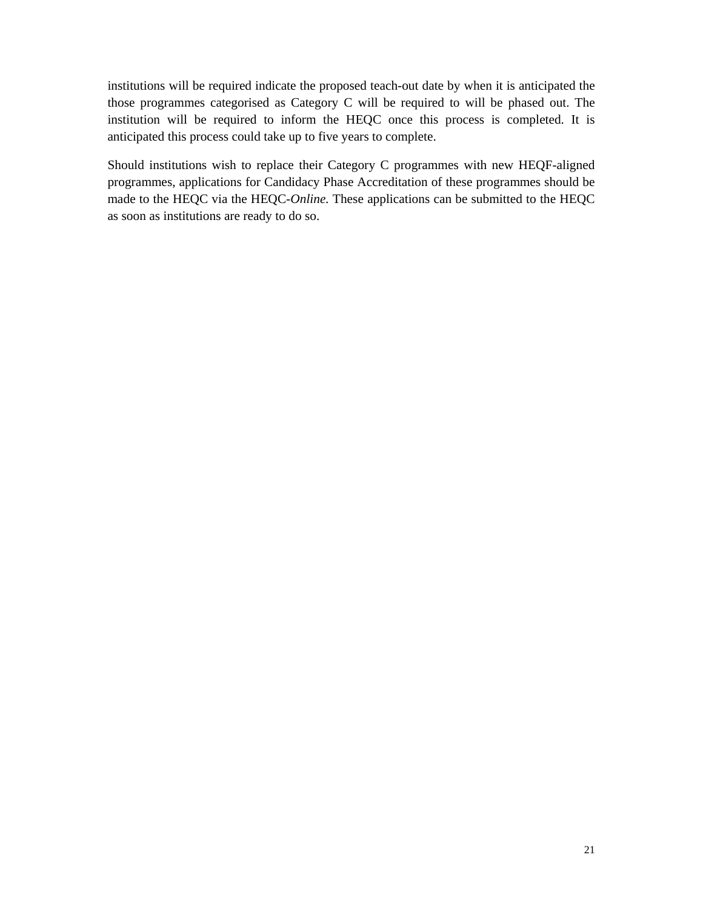institutions will be required indicate the proposed teach-out date by when it is anticipated the those programmes categorised as Category C will be required to will be phased out. The institution will be required to inform the HEQC once this process is completed. It is anticipated this process could take up to five years to complete.

Should institutions wish to replace their Category C programmes with new HEQF-aligned programmes, applications for Candidacy Phase Accreditation of these programmes should be made to the HEQC via the HEQC-*Online.* These applications can be submitted to the HEQC as soon as institutions are ready to do so.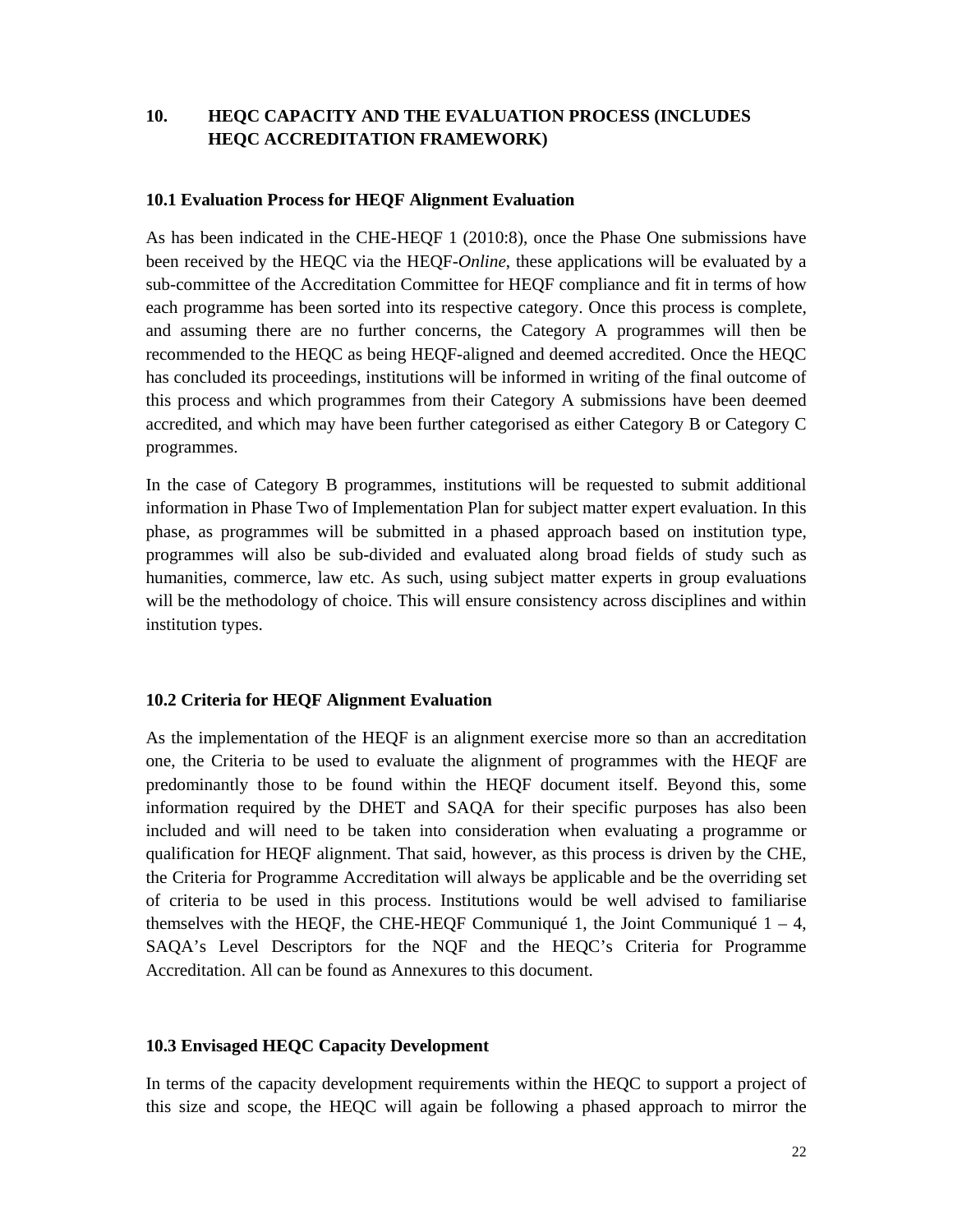## 10. HEQC CAPACITY AND THE EVALUATION PROCESS (INCLUDES HEQC ACCREDITATION FRAMEWORK)

### 10.1 Evaluation Process for HEQF Alignment Evaluation

As has been indicated in the CHE-HEQF 1 (2010:8), once the Phase One submissions have been received by the HEQC via the HEQF-*Online*, these applications will be evaluated by a sub-committee of the Accreditation Committee for HEQF compliance and fit in terms of how each programme has been sorted into its respective category. Once this process is complete, and assuming there are no further concerns, the Category A programmes will then be recommended to the HEQC as being HEQF-aligned and deemed accredited. Once the HEQC has concluded its proceedings, institutions will be informed in writing of the final outcome of this process and which programmes from their Category A submissions have been deemed accredited, and which may have been further categorised as either Category B or Category C programmes.

In the case of Category B programmes, institutions will be requested to submit additional information in Phase Two of Implementation Plan for subject matter expert evaluation. In this phase, as programmes will be submitted in a phased approach based on institution type, programmes will also be sub-divided and evaluated along broad fields of study such as humanities, commerce, law etc. As such, using subject matter experts in group evaluations will be the methodology of choice. This will ensure consistency across disciplines and within institution types.

### 10.2 Criteria for HEQF Alignment Evaluation

As the implementation of the HEQF is an alignment exercise more so than an accreditation one, the Criteria to be used to evaluate the alignment of programmes with the HEQF are predominantly those to be found within the HEQF document itself. Beyond this, some information required by the DHET and SAQA for their specific purposes has also been included and will need to be taken into consideration when evaluating a programme or qualification for HEQF alignment. That said, however, as this process is driven by the CHE, the Criteria for Programme Accreditation will always be applicable and be the overriding set of criteria to be used in this process. Institutions would be well advised to familiarise themselves with the HEQF, the CHE-HEQF Communiqué 1, the Joint Communiqué 1 – 4, SAQA's Level Descriptors for the NQF and the HEQC's Criteria for Programme Accreditation. All can be found as Annexures to this document.

### 10.3 Envisaged HEQC Capacity Development

In terms of the capacity development requirements within the HEQC to support a project of this size and scope, the HEQC will again be following a phased approach to mirror the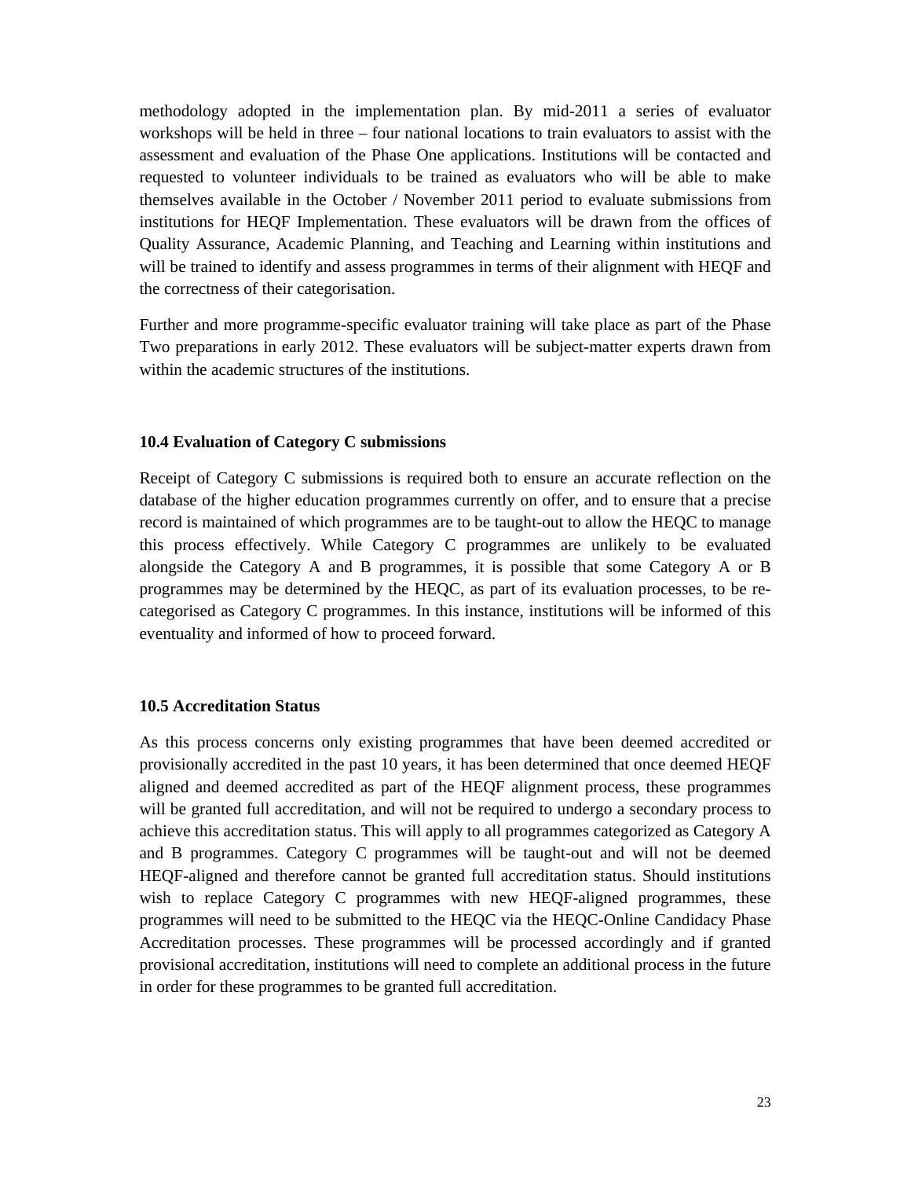methodology adopted in the implementation plan. By mid-2011 a series of evaluator workshops will be held in three – four national locations to train evaluators to assist with the assessment and evaluation of the Phase One applications. Institutions will be contacted and requested to volunteer individuals to be trained as evaluators who will be able to make themselves available in the October / November 2011 period to evaluate submissions from institutions for HEQF Implementation. These evaluators will be drawn from the offices of Quality Assurance, Academic Planning, and Teaching and Learning within institutions and will be trained to identify and assess programmes in terms of their alignment with HEQF and the correctness of their categorisation.

Further and more programme-specific evaluator training will take place as part of the Phase Two preparations in early 2012. These evaluators will be subject-matter experts drawn from within the academic structures of the institutions.

### 10.4 Evaluation of Category C submissions

Receipt of Category C submissions is required both to ensure an accurate reflection on the database of the higher education programmes currently on offer, and to ensure that a precise record is maintained of which programmes are to be taught-out to allow the HEQC to manage this process effectively. While Category C programmes are unlikely to be evaluated alongside the Category A and B programmes, it is possible that some Category A or B programmes may be determined by the HEQC, as part of its evaluation processes, to be re-categorised as Category C programmes. In this instance, institutions will be informed of this eventuality and informed of how to proceed forward.

### 10.5 Accreditation Status

As this process concerns only existing programmes that have been deemed accredited or provisionally accredited in the past 10 years, it has been determined that once deemed HEQF aligned and deemed accredited as part of the HEQF alignment process, these programmes will be granted full accreditation, and will not be required to undergo a secondary process to achieve this accreditation status. This will apply to all programmes categorized as Category A and B programmes. Category C programmes will be taught-out and will not be deemed HEQF-aligned and therefore cannot be granted full accreditation status. Should institutions wish to replace Category C programmes with new HEQF-aligned programmes, these programmes will need to be submitted to the HEQC via the HEQC-Online Candidacy Phase Accreditation processes. These programmes will be processed accordingly and if granted provisional accreditation, institutions will need to complete an additional process in the future in order for these programmes to be granted full accreditation.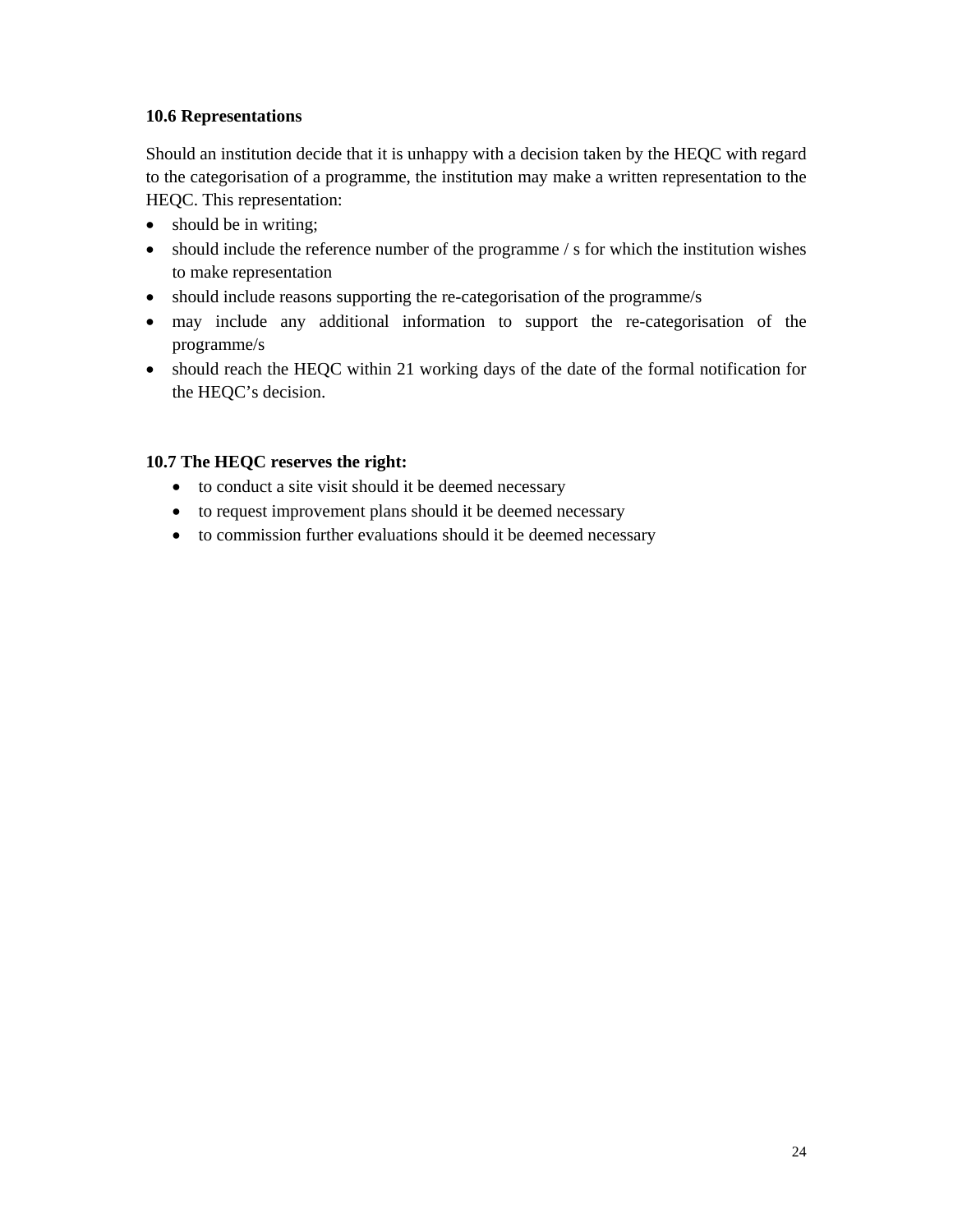### 10.6 Representations

Should an institution decide that it is unhappy with a decision taken by the HEQC with regard to the categorisation of a programme, the institution may make a written representation to the HEQC. This representation:

- should be in writing;
- should include the reference number of the programme / s for which the institution wishes to make representation
- should include reasons supporting the re-categorisation of the programme/s
- may include any additional information to support the re-categorisation of the programme/s
- should reach the HEQC within 21 working days of the date of the formal notification for the HEQC's decision.

### 10.7 The HEQC reserves the right:

- to conduct a site visit should it be deemed necessary
- to request improvement plans should it be deemed necessary
- to commission further evaluations should it be deemed necessary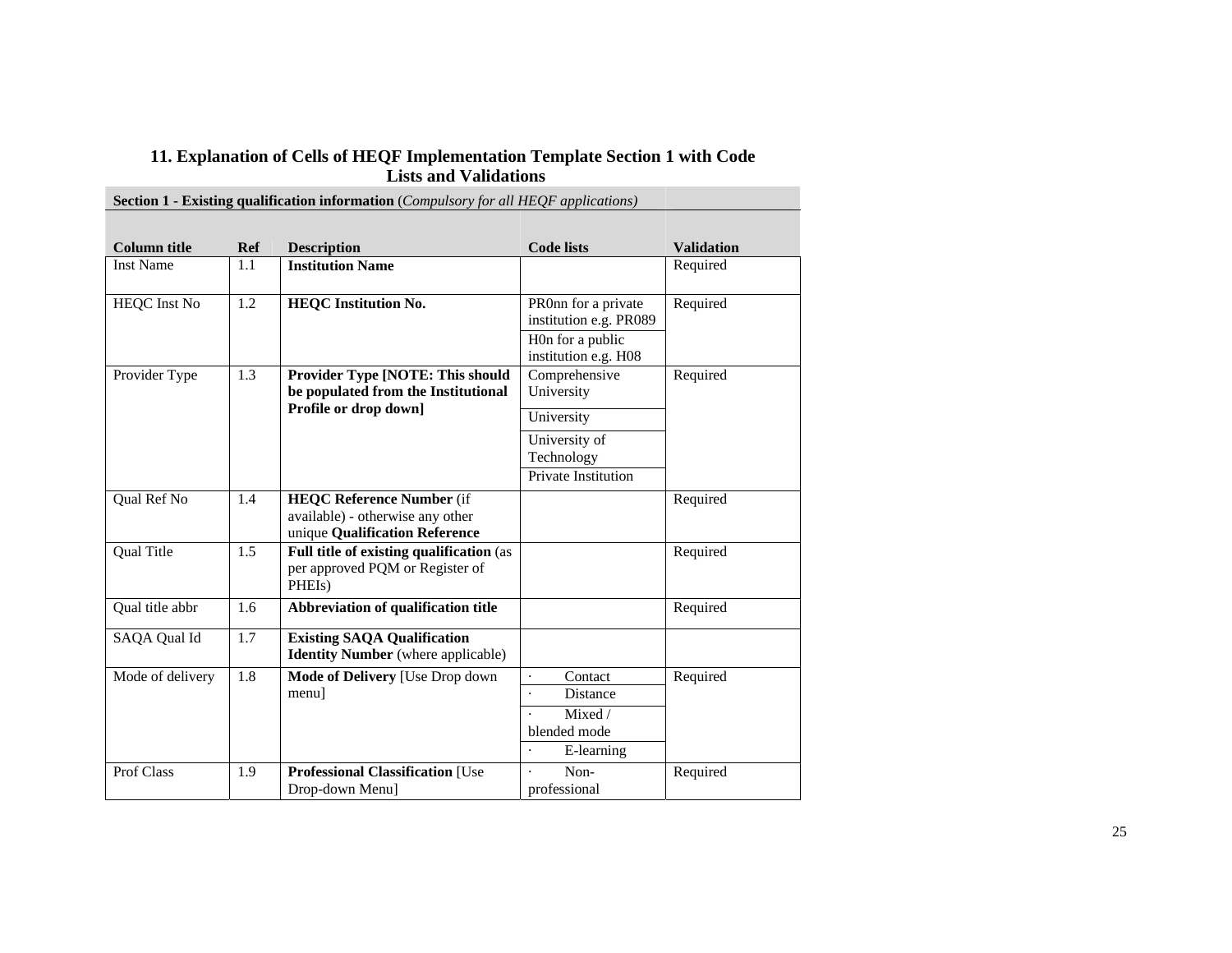## 11. Explanation of Cells of HEQF Implementation Template Section 1 with Code Lists and Validations

| **Section 1 - Existing qualification information** (*Compulsory for all HEQF applications*) | | | | |
|---|---|---|---|---|
| **Column title** | **Ref** | **Description** | **Code lists** | **Validation** |
| Inst Name | 1.1 | **Institution Name** | | Required |
| HEQC Inst No | 1.2 | **HEQC Institution No.** | PR0nn for a private institution e.g. PR089 | Required |
| | | | H0n for a public institution e.g. H08 | |
| Provider Type | 1.3 | **Provider Type [NOTE: This should be populated from the Institutional Profile or drop down]** | Comprehensive University | Required |
| | | | University | |
| | | | University of Technology | |
| | | | Private Institution | |
| Qual Ref No | 1.4 | **HEQC Reference Number** (if available) - otherwise any other unique **Qualification Reference** | | Required |
| Qual Title | 1.5 | **Full title of existing qualification** (as per approved PQM or Register of PHEIs) | | Required |
| Qual title abbr | 1.6 | **Abbreviation of qualification title** | | Required |
| SAQA Qual Id | 1.7 | **Existing SAQA Qualification Identity Number** (where applicable) | | |
| Mode of delivery | 1.8 | **Mode of Delivery** [Use Drop down menu] | · Contact | Required |
| | | | · Distance | |
| | | | · Mixed / blended mode | |
| | | | · E-learning | |
| Prof Class | 1.9 | **Professional Classification** [Use Drop-down Menu] | · Non-professional | Required |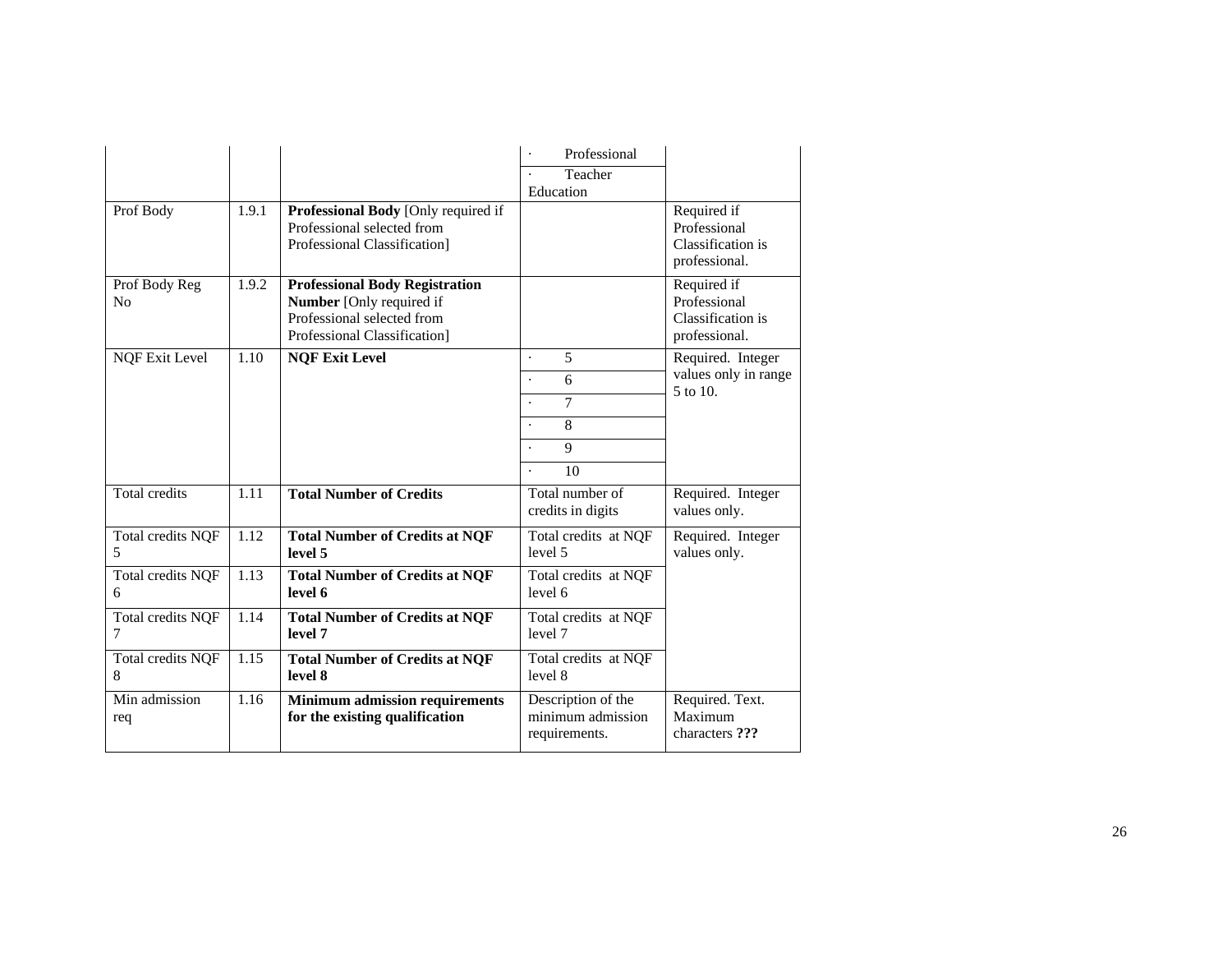| | | | | |
|---|---|---|---|---|
| | | | · Professional | |
| | | | · Teacher Education | |
| Prof Body | 1.9.1 | **Professional Body** [Only required if Professional selected from Professional Classification] | | Required if Professional Classification is professional. |
| Prof Body Reg No | 1.9.2 | **Professional Body Registration Number** [Only required if Professional selected from Professional Classification] | | Required if Professional Classification is professional. |
| NQF Exit Level | 1.10 | **NQF Exit Level** | · 5 | Required. Integer values only in range 5 to 10. |
| | | | · 6 | |
| | | | · 7 | |
| | | | · 8 | |
| | | | · 9 | |
| | | | · 10 | |
| Total credits | 1.11 | **Total Number of Credits** | Total number of credits in digits | Required. Integer values only. |
| Total credits NQF 5 | 1.12 | **Total Number of Credits at NQF level 5** | Total credits at NQF level 5 | Required. Integer values only. |
| Total credits NQF 6 | 1.13 | **Total Number of Credits at NQF level 6** | Total credits at NQF level 6 | |
| Total credits NQF 7 | 1.14 | **Total Number of Credits at NQF level 7** | Total credits at NQF level 7 | |
| Total credits NQF 8 | 1.15 | **Total Number of Credits at NQF level 8** | Total credits at NQF level 8 | |
| Min admission req | 1.16 | **Minimum admission requirements for the existing qualification** | Description of the minimum admission requirements. | Required. Text. Maximum characters **???** |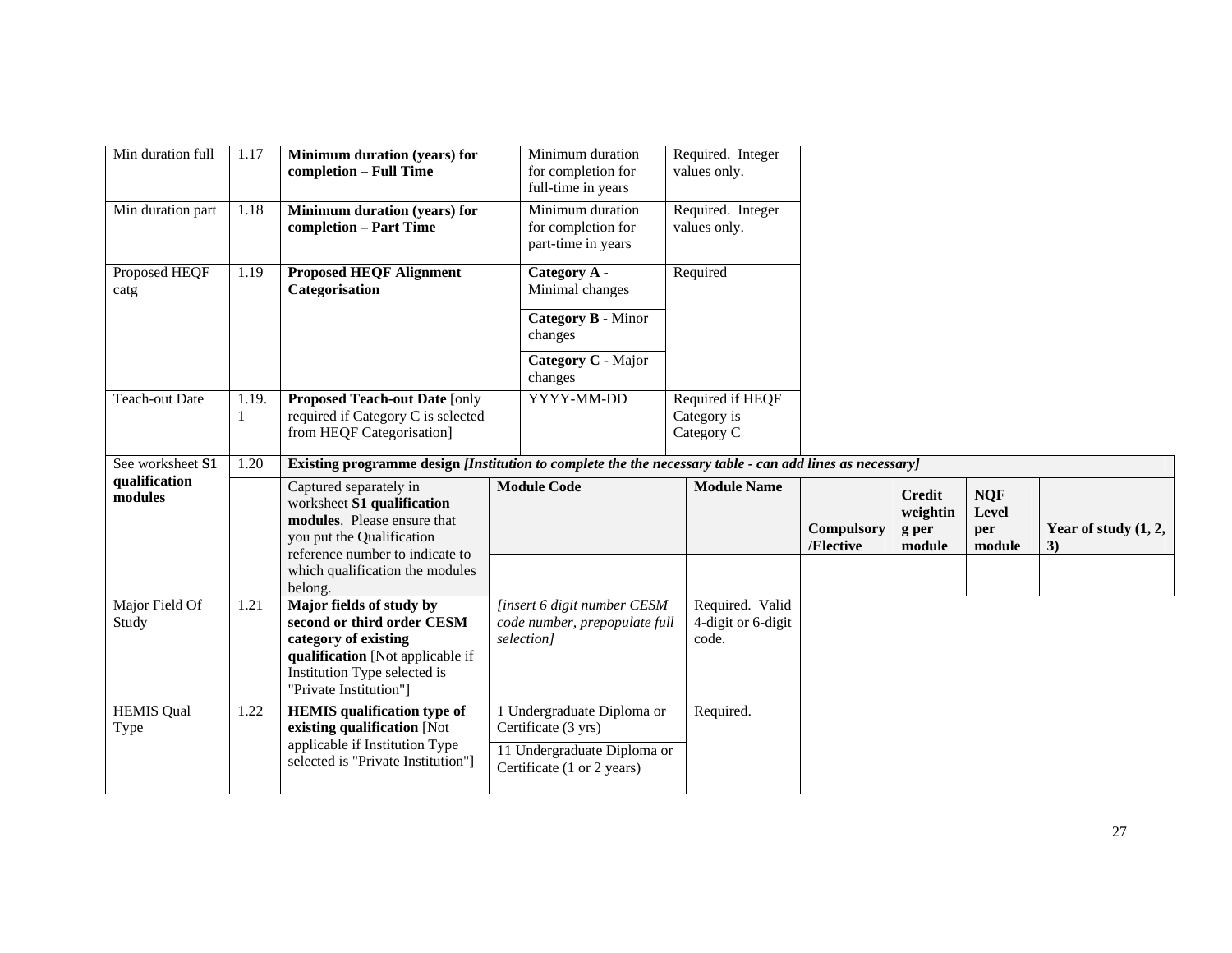| Min duration full | 1.17 | **Minimum duration (years) for completion – Full Time** | Minimum duration for completion for full-time in years | Required. Integer values only. | | | | |
|---|---|---|---|---|---|---|---|---|
| Min duration part | 1.18 | **Minimum duration (years) for completion – Part Time** | Minimum duration for completion for part-time in years | Required. Integer values only. | | | | |
| Proposed HEQF catg | 1.19 | **Proposed HEQF Alignment Categorisation** | **Category A** - Minimal changes | Required | | | | |
| | | | **Category B** - Minor changes | | | | | |
| | | | **Category C** - Major changes | | | | | |
| Teach-out Date | 1.19.1 | **Proposed Teach-out Date** [only required if Category C is selected from HEQF Categorisation] | YYYY-MM-DD | Required if HEQF Category is Category C | | | | |
| See worksheet **S1 qualification modules** | 1.20 | **Existing programme design *[Institution to complete the the necessary table - can add lines as necessary]*** | | | | | | |
| | | Captured separately in worksheet **S1 qualification modules**. Please ensure that you put the Qualification reference number to indicate to which qualification the modules belong. | **Module Code** | **Module Name** | **Compulsory /Elective** | **Credit weighting per module** | **NQF Level per module** | **Year of study (1, 2, 3)** |
| | | | | | | | | |
| Major Field Of Study | 1.21 | **Major fields of study by second or third order CESM category of existing qualification** [Not applicable if Institution Type selected is "Private Institution"] | *[insert 6 digit number CESM code number, prepopulate full selection]* | Required. Valid 4-digit or 6-digit code. | | | | |
| HEMIS Qual Type | 1.22 | **HEMIS qualification type of existing qualification** [Not applicable if Institution Type selected is "Private Institution"] | 1 Undergraduate Diploma or Certificate (3 yrs) | Required. | | | | |
| | | | 11 Undergraduate Diploma or Certificate (1 or 2 years) | | | | | |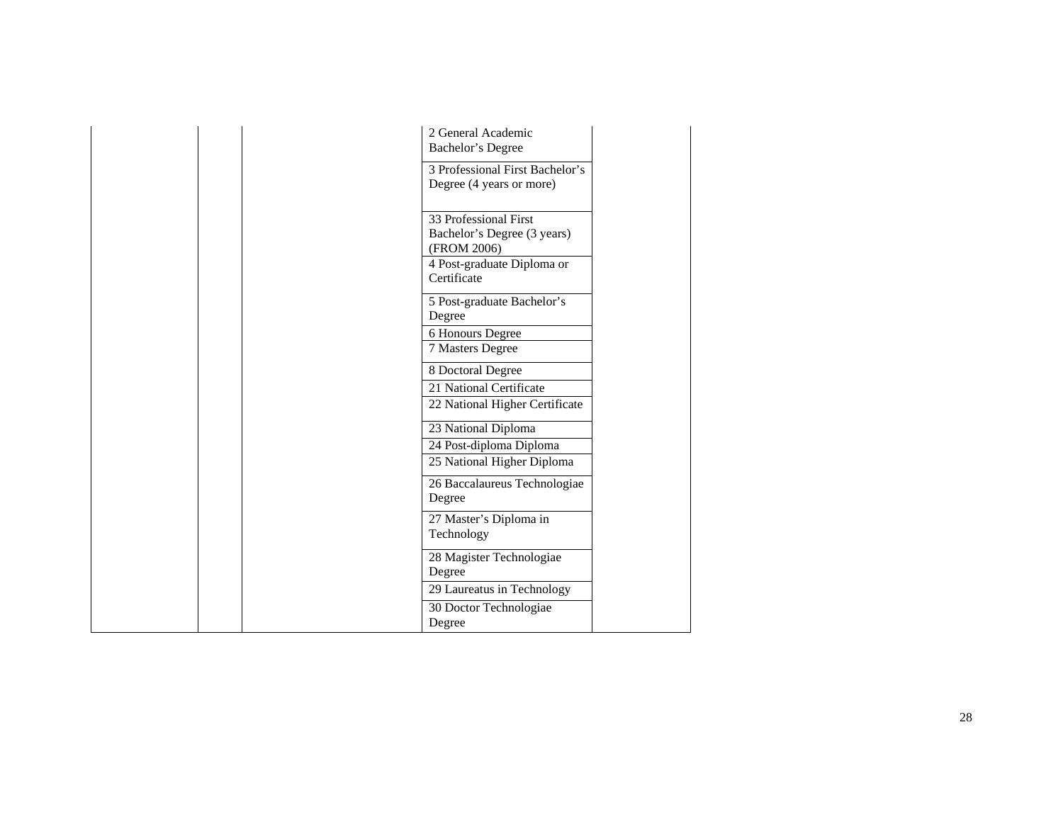| | | | | |
|---|---|---|---|---|
| | | | 2 General Academic Bachelor's Degree | |
| | | | 3 Professional First Bachelor's Degree (4 years or more) | |
| | | | 33 Professional First Bachelor's Degree (3 years) (FROM 2006) | |
| | | | 4 Post-graduate Diploma or Certificate | |
| | | | 5 Post-graduate Bachelor's Degree | |
| | | | 6 Honours Degree | |
| | | | 7 Masters Degree | |
| | | | 8 Doctoral Degree | |
| | | | 21 National Certificate | |
| | | | 22 National Higher Certificate | |
| | | | 23 National Diploma | |
| | | | 24 Post-diploma Diploma | |
| | | | 25 National Higher Diploma | |
| | | | 26 Baccalaureus Technologiae Degree | |
| | | | 27 Master's Diploma in Technology | |
| | | | 28 Magister Technologiae Degree | |
| | | | 29 Laureatus in Technology | |
| | | | 30 Doctor Technologiae Degree | |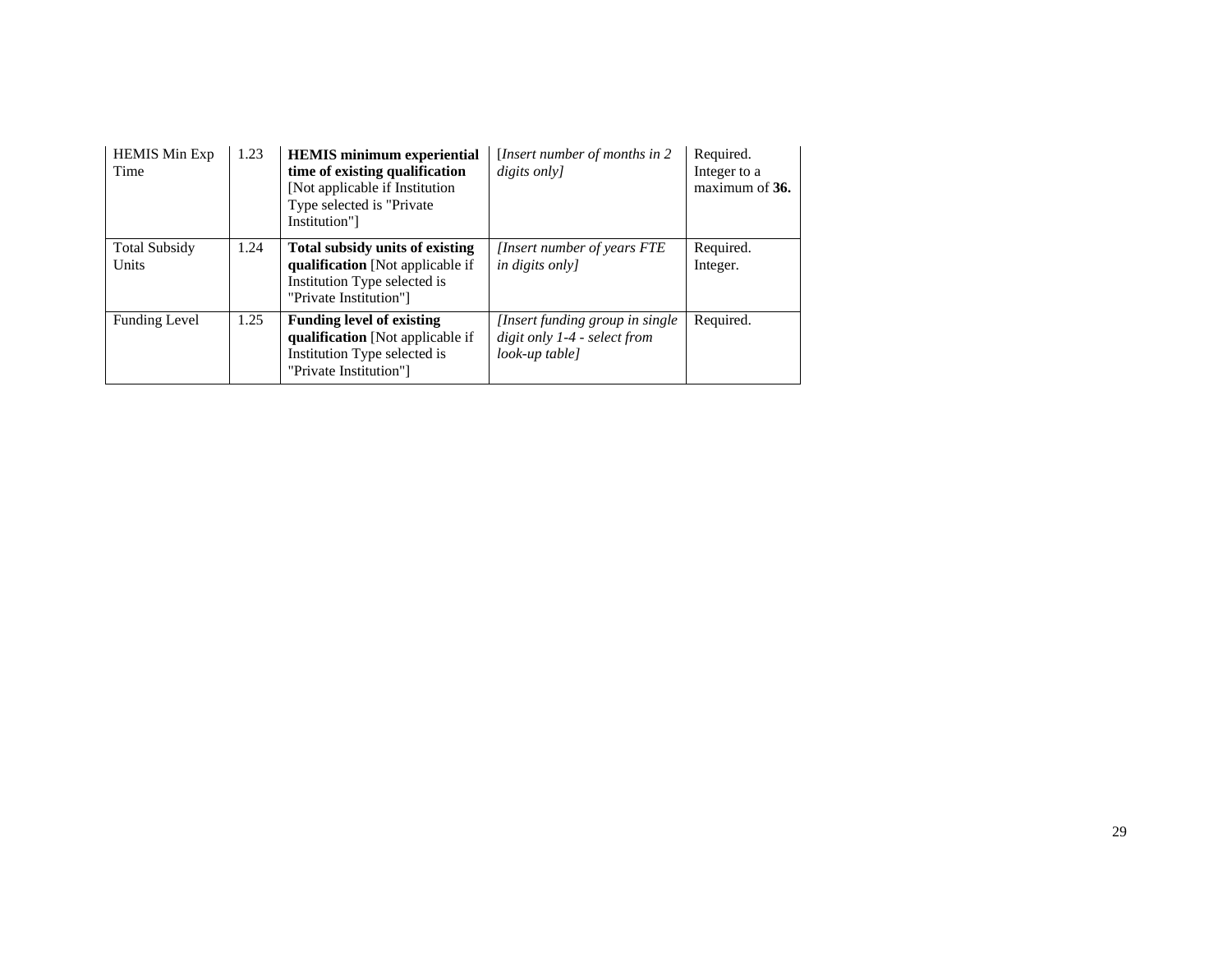| HEMIS Min Exp Time | 1.23 | **HEMIS minimum experiential time of existing qualification** [Not applicable if Institution Type selected is "Private Institution"] | [*Insert number of months in 2 digits only]* | Required. Integer to a maximum of **36.** |
|---|---|---|---|---|
| Total Subsidy Units | 1.24 | **Total subsidy units of existing qualification** [Not applicable if Institution Type selected is "Private Institution"] | *[Insert number of years FTE in digits only]* | Required. Integer. |
| Funding Level | 1.25 | **Funding level of existing qualification** [Not applicable if Institution Type selected is "Private Institution"] | *[Insert funding group in single digit only 1-4 - select from look-up table]* | Required. |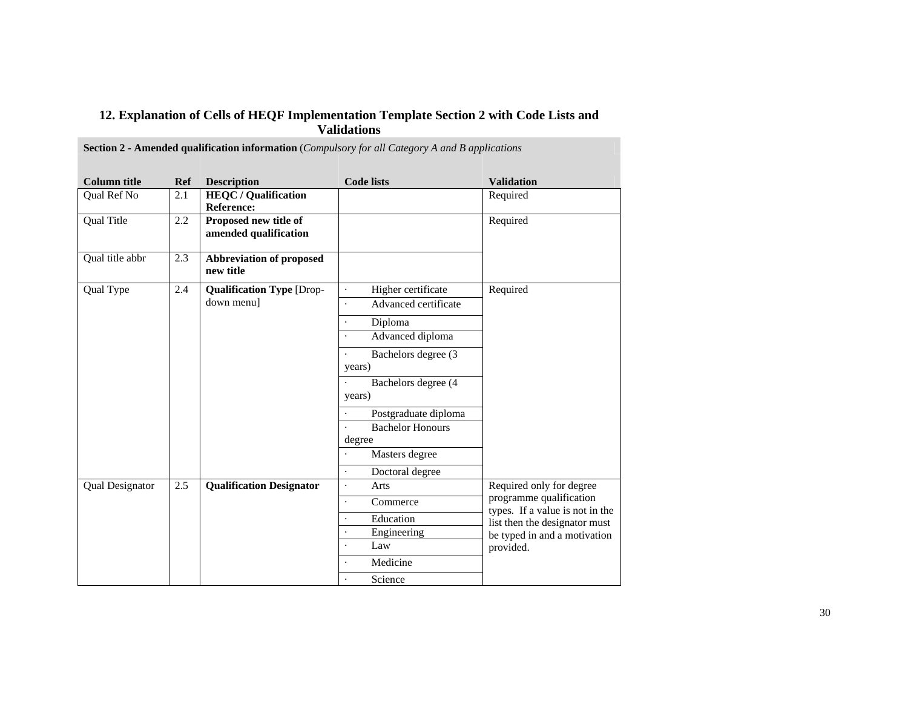## 12. Explanation of Cells of HEQF Implementation Template Section 2 with Code Lists and Validations

| **Section 2 - Amended qualification information** (*Compulsory for all Category A and B applications* | | | | |
|---|---|---|---|---|
| **Column title** | **Ref** | **Description** | **Code lists** | **Validation** |
| Qual Ref No | 2.1 | **HEQC / Qualification Reference:** | | Required |
| Qual Title | 2.2 | **Proposed new title of amended qualification** | | Required |
| Qual title abbr | 2.3 | **Abbreviation of proposed new title** | | |
| Qual Type | 2.4 | **Qualification Type** [Drop-down menu] | · Higher certificate<br>· Advanced certificate<br>· Diploma<br>· Advanced diploma<br>· Bachelors degree (3 years)<br>· Bachelors degree (4 years)<br>· Postgraduate diploma<br>· Bachelor Honours degree<br>· Masters degree<br>· Doctoral degree | Required |
| Qual Designator | 2.5 | **Qualification Designator** | · Arts<br>· Commerce<br>· Education<br>· Engineering<br>· Law<br>· Medicine<br>· Science | Required only for degree programme qualification types. If a value is not in the list then the designator must be typed in and a motivation provided. |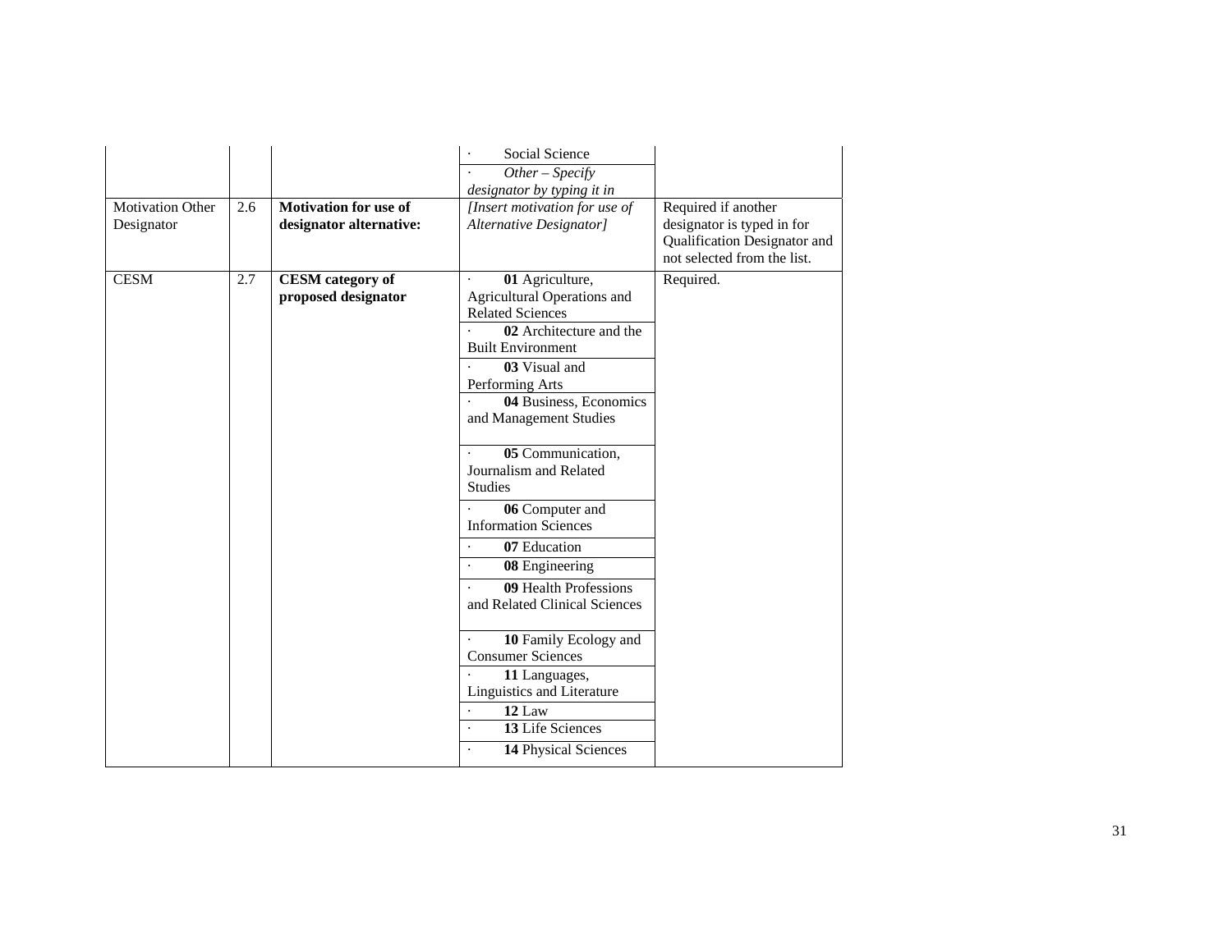| | | | | |
|---|---|---|---|---|
| | | | · Social Science<br>· *Other – Specify designator by typing it in* | |
| Motivation Other Designator | 2.6 | **Motivation for use of designator alternative:** | *[Insert motivation for use of Alternative Designator]* | Required if another designator is typed in for Qualification Designator and not selected from the list. |
| CESM | 2.7 | **CESM category of proposed designator** | · **01** Agriculture, Agricultural Operations and Related Sciences<br>· **02** Architecture and the Built Environment<br>· **03** Visual and Performing Arts<br>· **04** Business, Economics and Management Studies<br>· **05** Communication, Journalism and Related Studies<br>· **06** Computer and Information Sciences<br>· **07** Education<br>· **08** Engineering<br>· **09** Health Professions and Related Clinical Sciences<br>· **10** Family Ecology and Consumer Sciences<br>· **11** Languages, Linguistics and Literature<br>· **12** Law<br>· **13** Life Sciences<br>· **14** Physical Sciences | Required. |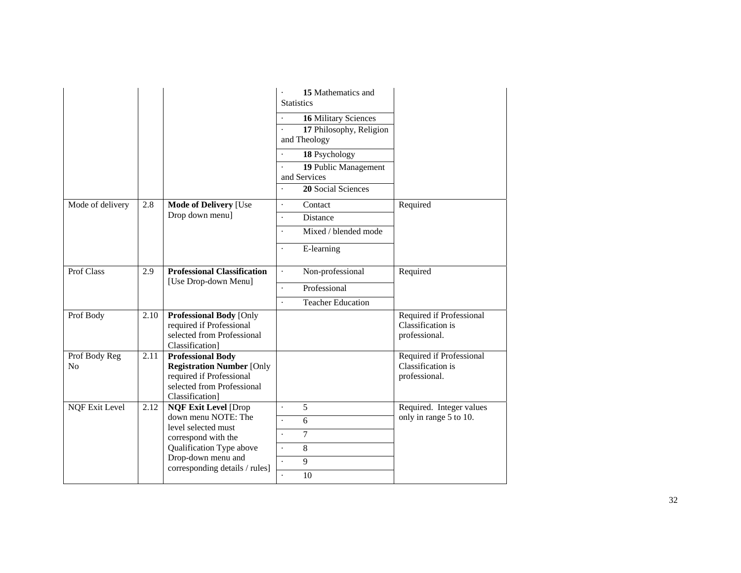| | | | | |
|---|---|---|---|---|
| | | | · **15** Mathematics and Statistics | |
| | | | · **16** Military Sciences | |
| | | | · **17** Philosophy, Religion and Theology | |
| | | | · **18** Psychology | |
| | | | · **19** Public Management and Services | |
| | | | · **20** Social Sciences | |
| Mode of delivery | 2.8 | **Mode of Delivery** [Use Drop down menu] | · Contact | Required |
| | | | · Distance | |
| | | | · Mixed / blended mode | |
| | | | · E-learning | |
| Prof Class | 2.9 | **Professional Classification** [Use Drop-down Menu] | · Non-professional | Required |
| | | | · Professional | |
| | | | · Teacher Education | |
| Prof Body | 2.10 | **Professional Body** [Only required if Professional selected from Professional Classification] | | Required if Professional Classification is professional. |
| Prof Body Reg No | 2.11 | **Professional Body Registration Number** [Only required if Professional selected from Professional Classification] | | Required if Professional Classification is professional. |
| NQF Exit Level | 2.12 | **NQF Exit Level** [Drop down menu NOTE: The level selected must correspond with the Qualification Type above Drop-down menu and corresponding details / rules] | · 5 | Required. Integer values only in range 5 to 10. |
| | | | · 6 | |
| | | | · 7 | |
| | | | · 8 | |
| | | | · 9 | |
| | | | · 10 | |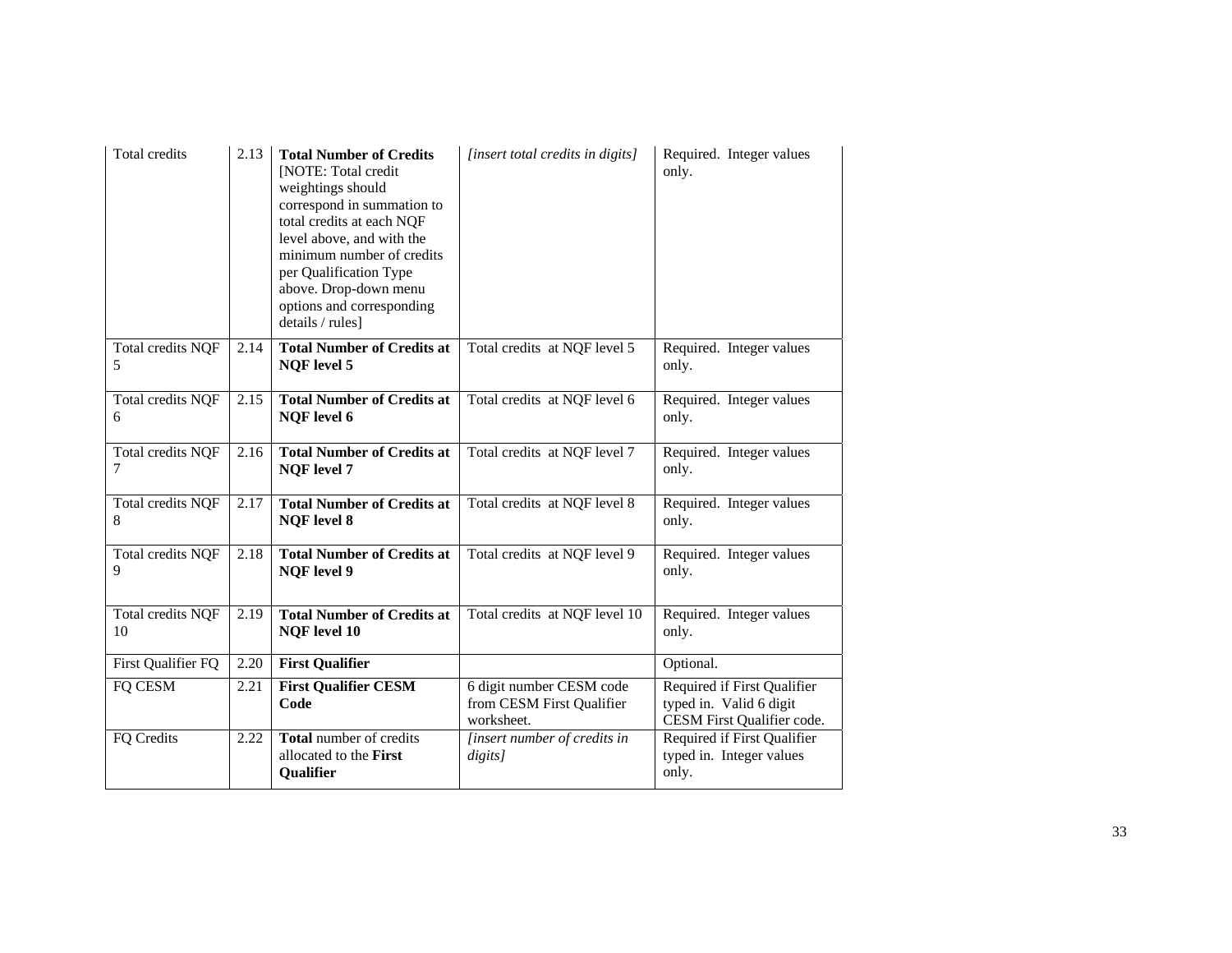| Total credits | 2.13 | **Total Number of Credits** [NOTE: Total credit weightings should correspond in summation to total credits at each NQF level above, and with the minimum number of credits per Qualification Type above. Drop-down menu options and corresponding details / rules] | *[insert total credits in digits]* | Required. Integer values only. |
|---|---|---|---|---|
| Total credits NQF 5 | 2.14 | **Total Number of Credits at NQF level 5** | Total credits at NQF level 5 | Required. Integer values only. |
| Total credits NQF 6 | 2.15 | **Total Number of Credits at NQF level 6** | Total credits at NQF level 6 | Required. Integer values only. |
| Total credits NQF 7 | 2.16 | **Total Number of Credits at NQF level 7** | Total credits at NQF level 7 | Required. Integer values only. |
| Total credits NQF 8 | 2.17 | **Total Number of Credits at NQF level 8** | Total credits at NQF level 8 | Required. Integer values only. |
| Total credits NQF 9 | 2.18 | **Total Number of Credits at NQF level 9** | Total credits at NQF level 9 | Required. Integer values only. |
| Total credits NQF 10 | 2.19 | **Total Number of Credits at NQF level 10** | Total credits at NQF level 10 | Required. Integer values only. |
| First Qualifier FQ | 2.20 | **First Qualifier** | | Optional. |
| FQ CESM | 2.21 | **First Qualifier CESM Code** | 6 digit number CESM code from CESM First Qualifier worksheet. | Required if First Qualifier typed in. Valid 6 digit CESM First Qualifier code. |
| FQ Credits | 2.22 | **Total** number of credits allocated to the **First Qualifier** | *[insert number of credits in digits]* | Required if First Qualifier typed in. Integer values only. |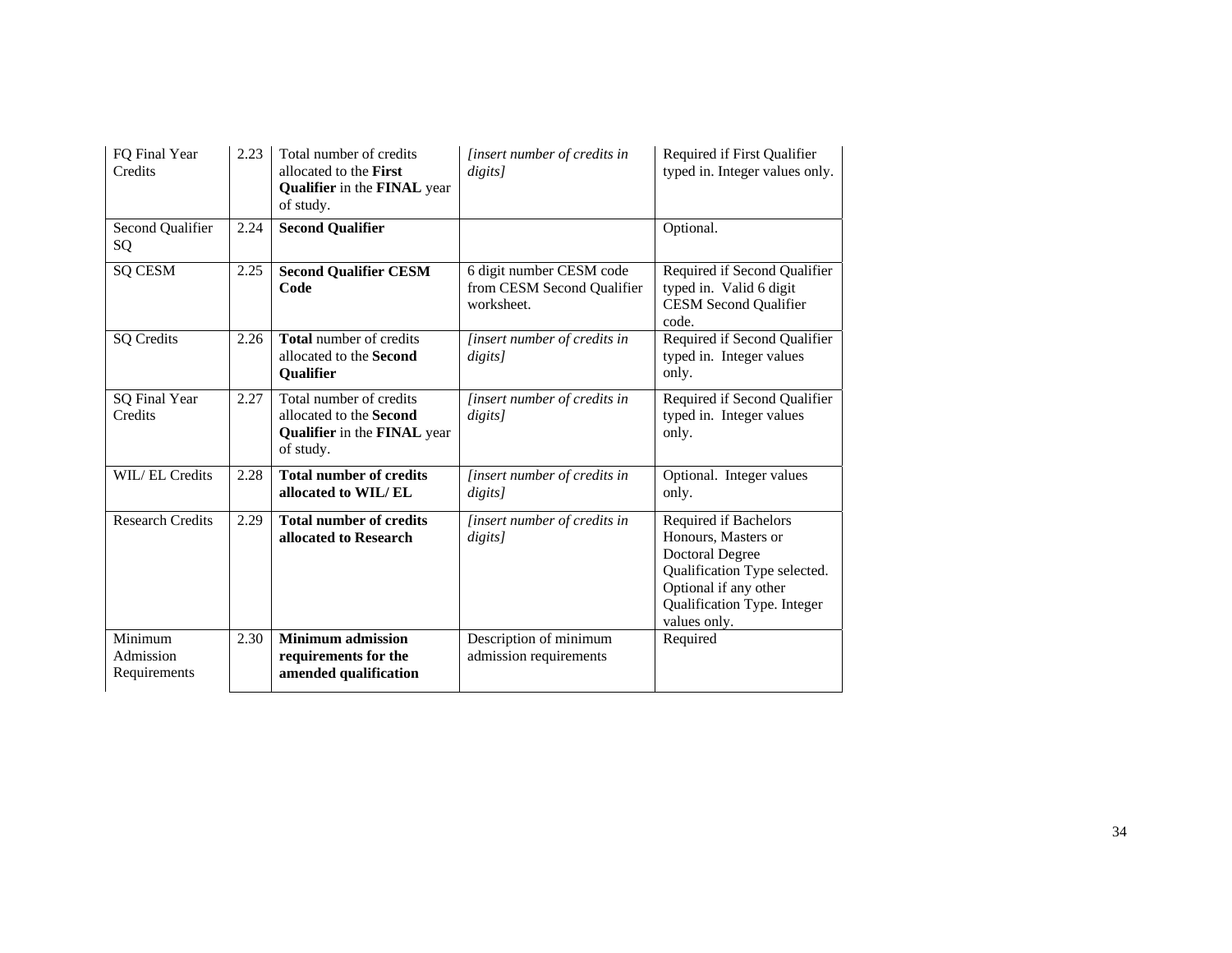| | | | | |
|---|---|---|---|---|
| FQ Final Year Credits | 2.23 | Total number of credits allocated to the **First Qualifier** in the **FINAL** year of study. | *[insert number of credits in digits]* | Required if First Qualifier typed in. Integer values only. |
| Second Qualifier SQ | 2.24 | **Second Qualifier** | | Optional. |
| SQ CESM | 2.25 | **Second Qualifier CESM Code** | 6 digit number CESM code from CESM Second Qualifier worksheet. | Required if Second Qualifier typed in. Valid 6 digit CESM Second Qualifier code. |
| SQ Credits | 2.26 | **Total** number of credits allocated to the **Second Qualifier** | *[insert number of credits in digits]* | Required if Second Qualifier typed in. Integer values only. |
| SQ Final Year Credits | 2.27 | Total number of credits allocated to the **Second Qualifier** in the **FINAL** year of study. | *[insert number of credits in digits]* | Required if Second Qualifier typed in. Integer values only. |
| WIL/ EL Credits | 2.28 | **Total number of credits allocated to WIL/ EL** | *[insert number of credits in digits]* | Optional. Integer values only. |
| Research Credits | 2.29 | **Total number of credits allocated to Research** | *[insert number of credits in digits]* | Required if Bachelors Honours, Masters or Doctoral Degree Qualification Type selected. Optional if any other Qualification Type. Integer values only. |
| Minimum Admission Requirements | 2.30 | **Minimum admission requirements for the amended qualification** | Description of minimum admission requirements | Required |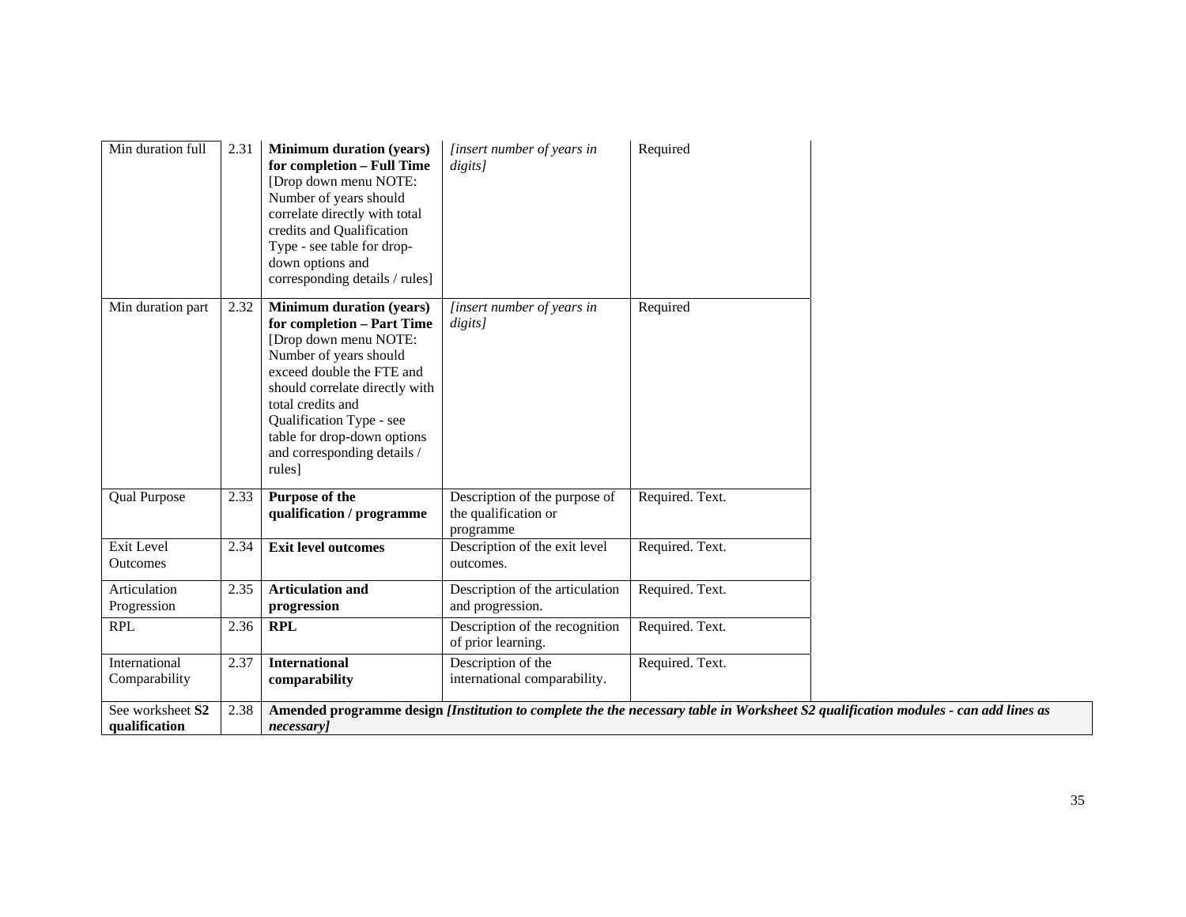| | | | | |
|---|---|---|---|---|
| Min duration full | 2.31 | **Minimum duration (years) for completion – Full Time** [Drop down menu NOTE: Number of years should correlate directly with total credits and Qualification Type - see table for drop-down options and corresponding details / rules] | *[insert number of years in digits]* | Required |
| Min duration part | 2.32 | **Minimum duration (years) for completion – Part Time** [Drop down menu NOTE: Number of years should exceed double the FTE and should correlate directly with total credits and Qualification Type - see table for drop-down options and corresponding details / rules] | *[insert number of years in digits]* | Required |
| Qual Purpose | 2.33 | **Purpose of the qualification / programme** | Description of the purpose of the qualification or programme | Required. Text. |
| Exit Level Outcomes | 2.34 | **Exit level outcomes** | Description of the exit level outcomes. | Required. Text. |
| Articulation Progression | 2.35 | **Articulation and progression** | Description of the articulation and progression. | Required. Text. |
| RPL | 2.36 | **RPL** | Description of the recognition of prior learning. | Required. Text. |
| International Comparability | 2.37 | **International comparability** | Description of the international comparability. | Required. Text. |
| See worksheet **S2 qualification** | 2.38 | **Amended programme design *[Institution to complete the the necessary table in Worksheet S2 qualification modules - can add lines as necessary]*** | | |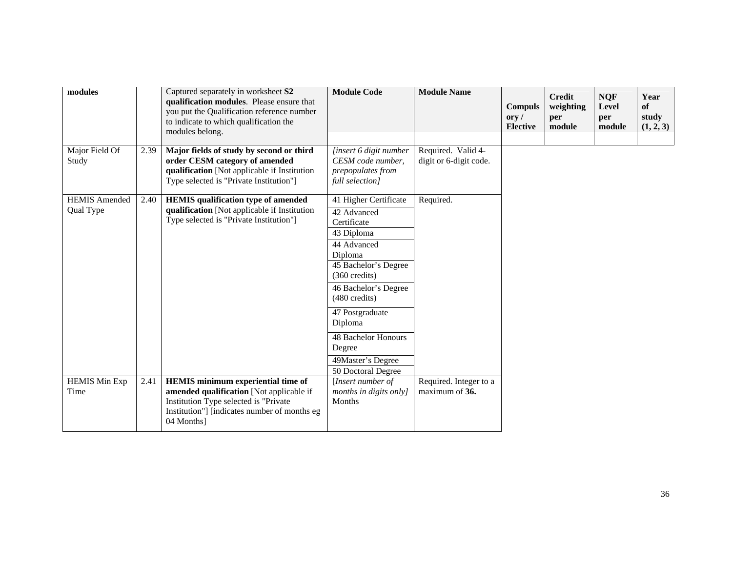| modules | | Captured separately in worksheet **S2 qualification modules**. Please ensure that you put the Qualification reference number to indicate to which qualification the modules belong. | **Module Code** | **Module Name** | **Compulsory / Elective** | **Credit weighting per module** | **NQF Level per module** | **Year of study (1, 2, 3)** |
|---|---|---|---|---|---|---|---|---|
| | | | | | | | | |
| Major Field Of Study | 2.39 | **Major fields of study by second or third order CESM category of amended qualification** [Not applicable if Institution Type selected is "Private Institution"] | *[insert 6 digit number CESM code number, prepopulates from full selection]* | Required. Valid 4-digit or 6-digit code. | | | | |
| HEMIS Amended Qual Type | 2.40 | **HEMIS qualification type of amended qualification** [Not applicable if Institution Type selected is "Private Institution"] | 41 Higher Certificate | Required. | | | | |
| | | | 42 Advanced Certificate | | | | | |
| | | | 43 Diploma | | | | | |
| | | | 44 Advanced Diploma | | | | | |
| | | | 45 Bachelor's Degree (360 credits) | | | | | |
| | | | 46 Bachelor's Degree (480 credits) | | | | | |
| | | | 47 Postgraduate Diploma | | | | | |
| | | | 48 Bachelor Honours Degree | | | | | |
| | | | 49Master's Degree | | | | | |
| | | | 50 Doctoral Degree | | | | | |
| HEMIS Min Exp Time | 2.41 | **HEMIS minimum experiential time of amended qualification** [Not applicable if Institution Type selected is "Private Institution"] [indicates number of months eg 04 Months] | [*Insert number of months in digits only]* Months | Required. Integer to a maximum of **36.** | | | | |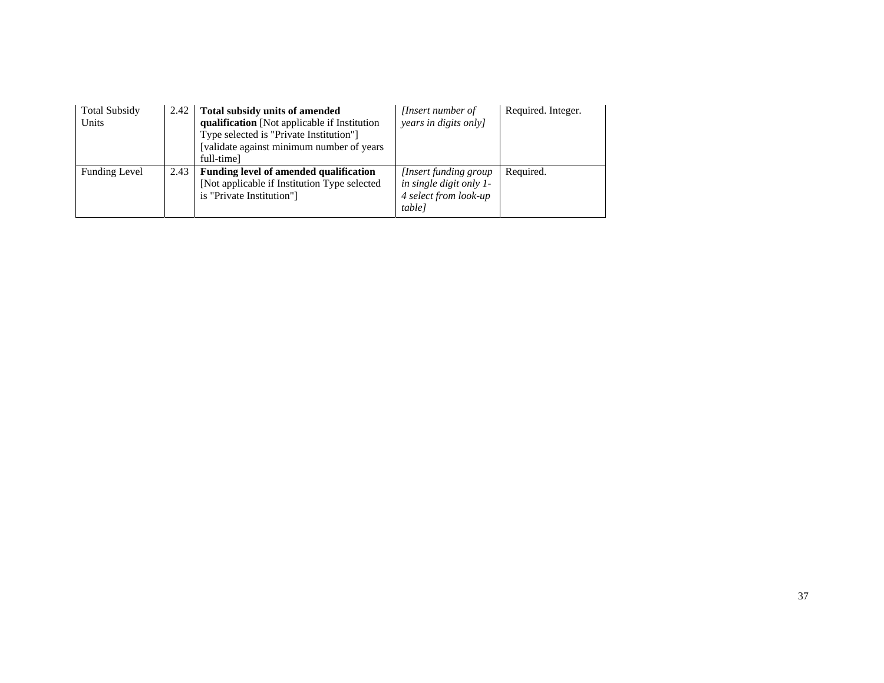| | | | | |
|---|---|---|---|---|
| Total Subsidy Units | 2.42 | **Total subsidy units of amended qualification** [Not applicable if Institution Type selected is "Private Institution"] [validate against minimum number of years full-time] | *[Insert number of years in digits only]* | Required. Integer. |
| Funding Level | 2.43 | **Funding level of amended qualification** [Not applicable if Institution Type selected is "Private Institution"] | *[Insert funding group in single digit only 1-4 select from look-up table]* | Required. |